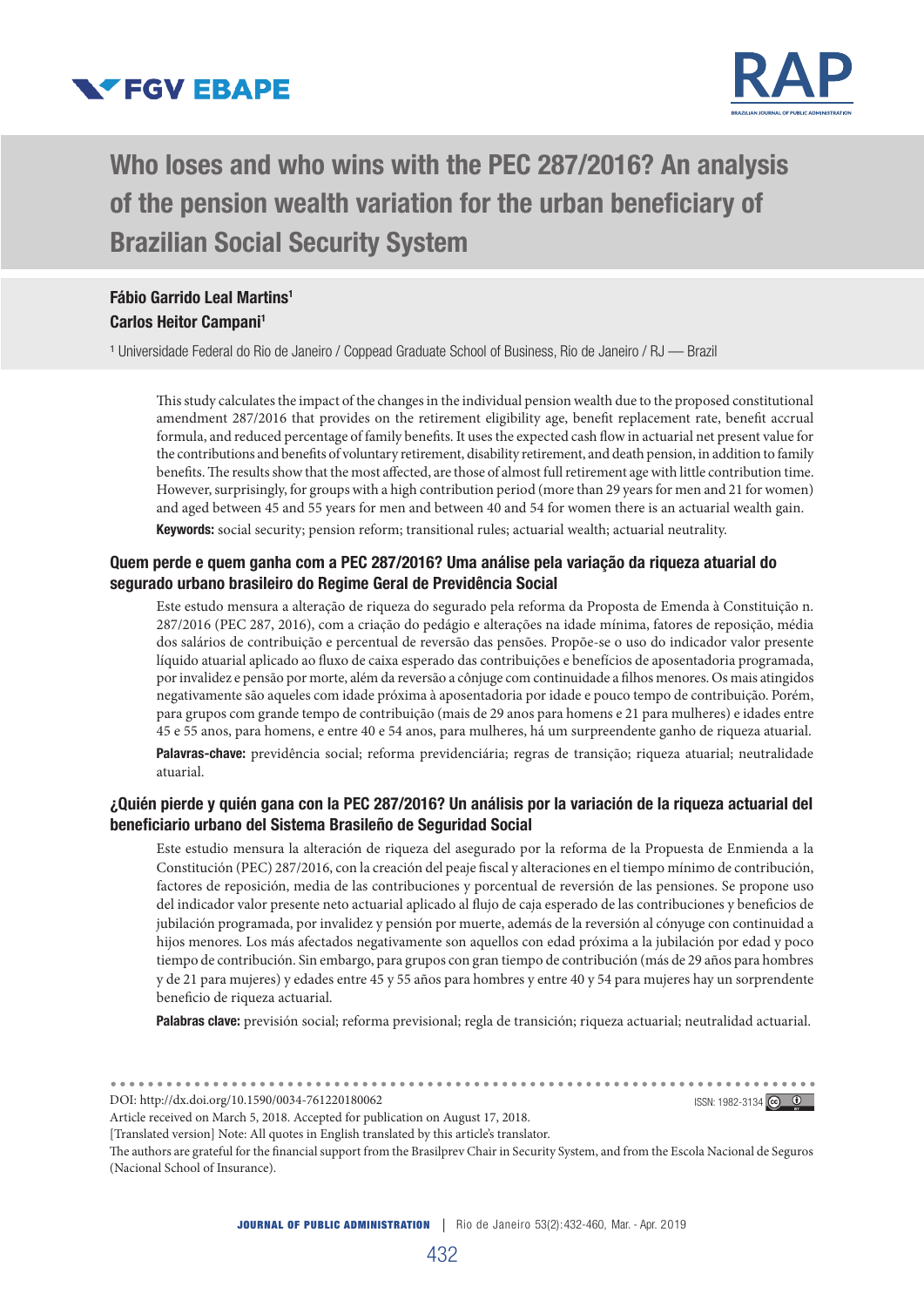# Who loses and who wins with the PEC 287/2016? An analysis of the pension wealth variation for the urban beneficiary of Brazilian Social Security System

**Fábio Garrido Leal Martins**[1]
**Carlos Heitor Campani**[1]

[1] Universidade Federal do Rio de Janeiro / Coppead Graduate School of Business, Rio de Janeiro / RJ — Brazil

This study calculates the impact of the changes in the individual pension wealth due to the proposed constitutional amendment 287/2016 that provides on the retirement eligibility age, benefit replacement rate, benefit accrual formula, and reduced percentage of family benefits. It uses the expected cash flow in actuarial net present value for the contributions and benefits of voluntary retirement, disability retirement, and death pension, in addition to family benefits. The results show that the most affected, are those of almost full retirement age with little contribution time. However, surprisingly, for groups with a high contribution period (more than 29 years for men and 21 for women) and aged between 45 and 55 years for men and between 40 and 54 for women there is an actuarial wealth gain.

**Keywords:** social security; pension reform; transitional rules; actuarial wealth; actuarial neutrality.

## Quem perde e quem ganha com a PEC 287/2016? Uma análise pela variação da riqueza atuarial do segurado urbano brasileiro do Regime Geral de Previdência Social

Este estudo mensura a alteração de riqueza do segurado pela reforma da Proposta de Emenda à Constituição n. 287/2016 (PEC 287, 2016), com a criação do pedágio e alterações na idade mínima, fatores de reposição, média dos salários de contribuição e percentual de reversão das pensões. Propõe-se o uso do indicador valor presente líquido atuarial aplicado ao fluxo de caixa esperado das contribuições e benefícios de aposentadoria programada, por invalidez e pensão por morte, além da reversão a cônjuge com continuidade a filhos menores. Os mais atingidos negativamente são aqueles com idade próxima à aposentadoria por idade e pouco tempo de contribuição. Porém, para grupos com grande tempo de contribuição (mais de 29 anos para homens e 21 para mulheres) e idades entre 45 e 55 anos, para homens, e entre 40 e 54 anos, para mulheres, há um surpreendente ganho de riqueza atuarial.

**Palavras-chave:** previdência social; reforma previdenciária; regras de transição; riqueza atuarial; neutralidade atuarial.

## ¿Quién pierde y quién gana con la PEC 287/2016? Un análisis por la variación de la riqueza actuarial del beneficiario urbano del Sistema Brasileño de Seguridad Social

Este estudio mensura la alteración de riqueza del asegurado por la reforma de la Propuesta de Enmienda a la Constitución (PEC) 287/2016, con la creación del peaje fiscal y alteraciones en el tiempo mínimo de contribución, factores de reposición, media de las contribuciones y porcentual de reversión de las pensiones. Se propone uso del indicador valor presente neto actuarial aplicado al flujo de caja esperado de las contribuciones y beneficios de jubilación programada, por invalidez y pensión por muerte, además de la reversión al cónyuge con continuidad a hijos menores. Los más afectados negativamente son aquellos con edad próxima a la jubilación por edad y poco tiempo de contribución. Sin embargo, para grupos con gran tiempo de contribución (más de 29 años para hombres y de 21 para mujeres) y edades entre 45 y 55 años para hombres y entre 40 y 54 para mujeres hay un sorprendente beneficio de riqueza actuarial.

**Palabras clave:** previsión social; reforma previsional; regla de transición; riqueza actuarial; neutralidad actuarial.

---

DOI: http://dx.doi.org/10.1590/0034-761220180062

ISSN: 1982-3134

Article received on March 5, 2018. Accepted for publication on August 17, 2018.

[Translated version] Note: All quotes in English translated by this article's translator.

The authors are grateful for the financial support from the Brasilprev Chair in Security System, and from the Escola Nacional de Seguros (Nacional School of Insurance).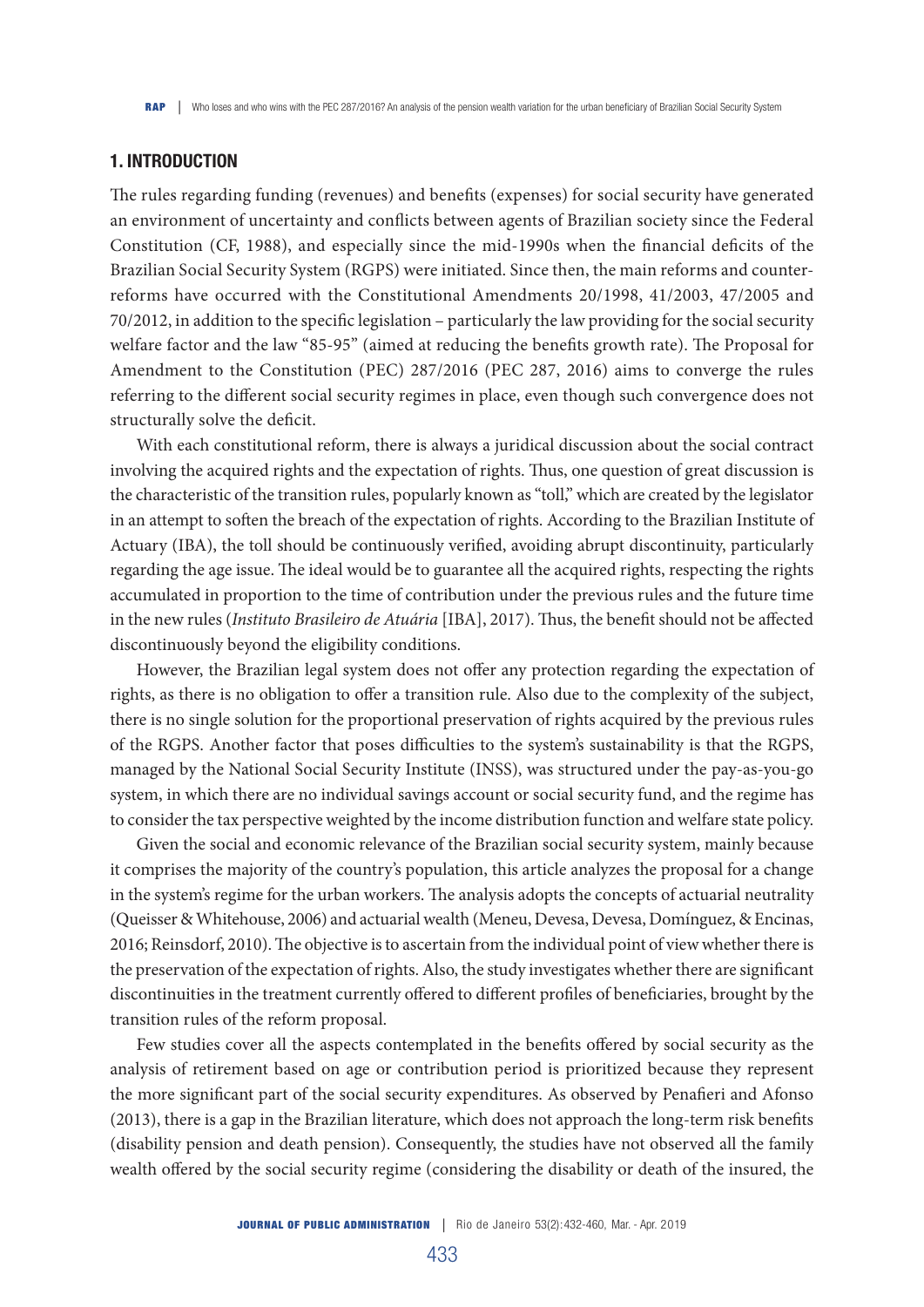## 1. INTRODUCTION

The rules regarding funding (revenues) and benefits (expenses) for social security have generated an environment of uncertainty and conflicts between agents of Brazilian society since the Federal Constitution (CF, 1988), and especially since the mid-1990s when the financial deficits of the Brazilian Social Security System (RGPS) were initiated. Since then, the main reforms and counter-reforms have occurred with the Constitutional Amendments 20/1998, 41/2003, 47/2005 and 70/2012, in addition to the specific legislation – particularly the law providing for the social security welfare factor and the law "85-95" (aimed at reducing the benefits growth rate). The Proposal for Amendment to the Constitution (PEC) 287/2016 (PEC 287, 2016) aims to converge the rules referring to the different social security regimes in place, even though such convergence does not structurally solve the deficit.

With each constitutional reform, there is always a juridical discussion about the social contract involving the acquired rights and the expectation of rights. Thus, one question of great discussion is the characteristic of the transition rules, popularly known as "toll," which are created by the legislator in an attempt to soften the breach of the expectation of rights. According to the Brazilian Institute of Actuary (IBA), the toll should be continuously verified, avoiding abrupt discontinuity, particularly regarding the age issue. The ideal would be to guarantee all the acquired rights, respecting the rights accumulated in proportion to the time of contribution under the previous rules and the future time in the new rules (*Instituto Brasileiro de Atuária* [IBA], 2017). Thus, the benefit should not be affected discontinuously beyond the eligibility conditions.

However, the Brazilian legal system does not offer any protection regarding the expectation of rights, as there is no obligation to offer a transition rule. Also due to the complexity of the subject, there is no single solution for the proportional preservation of rights acquired by the previous rules of the RGPS. Another factor that poses difficulties to the system's sustainability is that the RGPS, managed by the National Social Security Institute (INSS), was structured under the pay-as-you-go system, in which there are no individual savings account or social security fund, and the regime has to consider the tax perspective weighted by the income distribution function and welfare state policy.

Given the social and economic relevance of the Brazilian social security system, mainly because it comprises the majority of the country's population, this article analyzes the proposal for a change in the system's regime for the urban workers. The analysis adopts the concepts of actuarial neutrality (Queisser & Whitehouse, 2006) and actuarial wealth (Meneu, Devesa, Devesa, Domínguez, & Encinas, 2016; Reinsdorf, 2010). The objective is to ascertain from the individual point of view whether there is the preservation of the expectation of rights. Also, the study investigates whether there are significant discontinuities in the treatment currently offered to different profiles of beneficiaries, brought by the transition rules of the reform proposal.

Few studies cover all the aspects contemplated in the benefits offered by social security as the analysis of retirement based on age or contribution period is prioritized because they represent the more significant part of the social security expenditures. As observed by Penafieri and Afonso (2013), there is a gap in the Brazilian literature, which does not approach the long-term risk benefits (disability pension and death pension). Consequently, the studies have not observed all the family wealth offered by the social security regime (considering the disability or death of the insured, the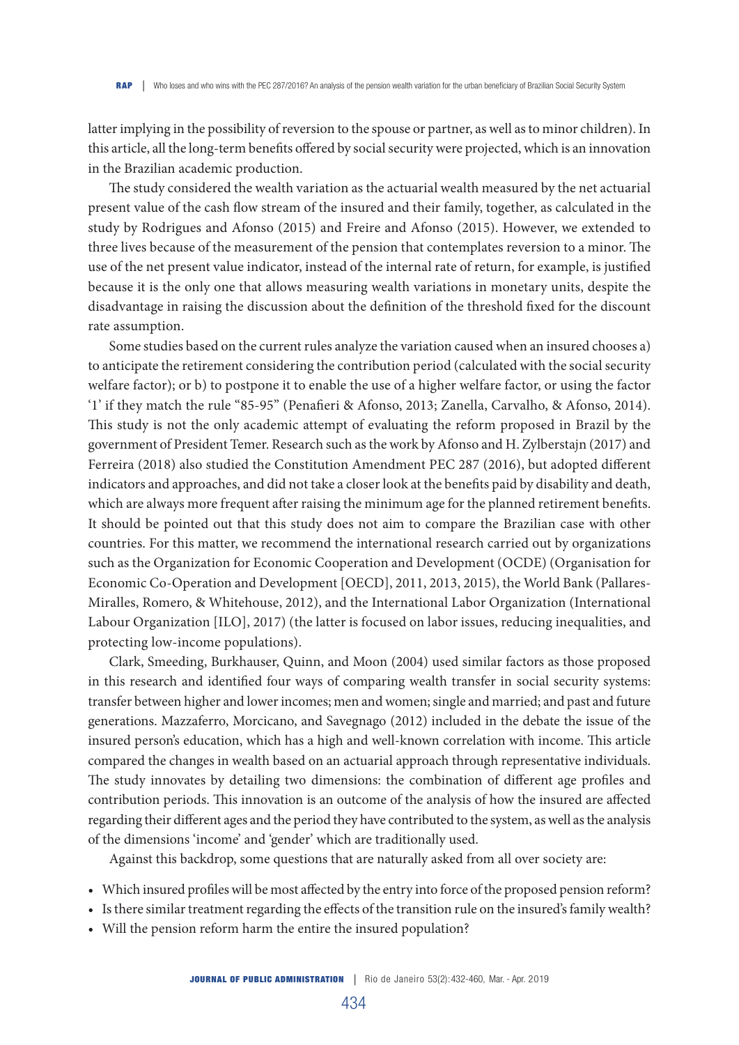latter implying in the possibility of reversion to the spouse or partner, as well as to minor children). In this article, all the long-term benefits offered by social security were projected, which is an innovation in the Brazilian academic production.

The study considered the wealth variation as the actuarial wealth measured by the net actuarial present value of the cash flow stream of the insured and their family, together, as calculated in the study by Rodrigues and Afonso (2015) and Freire and Afonso (2015). However, we extended to three lives because of the measurement of the pension that contemplates reversion to a minor. The use of the net present value indicator, instead of the internal rate of return, for example, is justified because it is the only one that allows measuring wealth variations in monetary units, despite the disadvantage in raising the discussion about the definition of the threshold fixed for the discount rate assumption.

Some studies based on the current rules analyze the variation caused when an insured chooses a) to anticipate the retirement considering the contribution period (calculated with the social security welfare factor); or b) to postpone it to enable the use of a higher welfare factor, or using the factor '1' if they match the rule "85-95" (Penafieri & Afonso, 2013; Zanella, Carvalho, & Afonso, 2014). This study is not the only academic attempt of evaluating the reform proposed in Brazil by the government of President Temer. Research such as the work by Afonso and H. Zylberstajn (2017) and Ferreira (2018) also studied the Constitution Amendment PEC 287 (2016), but adopted different indicators and approaches, and did not take a closer look at the benefits paid by disability and death, which are always more frequent after raising the minimum age for the planned retirement benefits. It should be pointed out that this study does not aim to compare the Brazilian case with other countries. For this matter, we recommend the international research carried out by organizations such as the Organization for Economic Cooperation and Development (OCDE) (Organisation for Economic Co-Operation and Development [OECD], 2011, 2013, 2015), the World Bank (Pallares-Miralles, Romero, & Whitehouse, 2012), and the International Labor Organization (International Labour Organization [ILO], 2017) (the latter is focused on labor issues, reducing inequalities, and protecting low-income populations).

Clark, Smeeding, Burkhauser, Quinn, and Moon (2004) used similar factors as those proposed in this research and identified four ways of comparing wealth transfer in social security systems: transfer between higher and lower incomes; men and women; single and married; and past and future generations. Mazzaferro, Morcicano, and Savegnago (2012) included in the debate the issue of the insured person's education, which has a high and well-known correlation with income. This article compared the changes in wealth based on an actuarial approach through representative individuals. The study innovates by detailing two dimensions: the combination of different age profiles and contribution periods. This innovation is an outcome of the analysis of how the insured are affected regarding their different ages and the period they have contributed to the system, as well as the analysis of the dimensions 'income' and 'gender' which are traditionally used.

Against this backdrop, some questions that are naturally asked from all over society are:

- Which insured profiles will be most affected by the entry into force of the proposed pension reform?
- Is there similar treatment regarding the effects of the transition rule on the insured's family wealth?
- Will the pension reform harm the entire the insured population?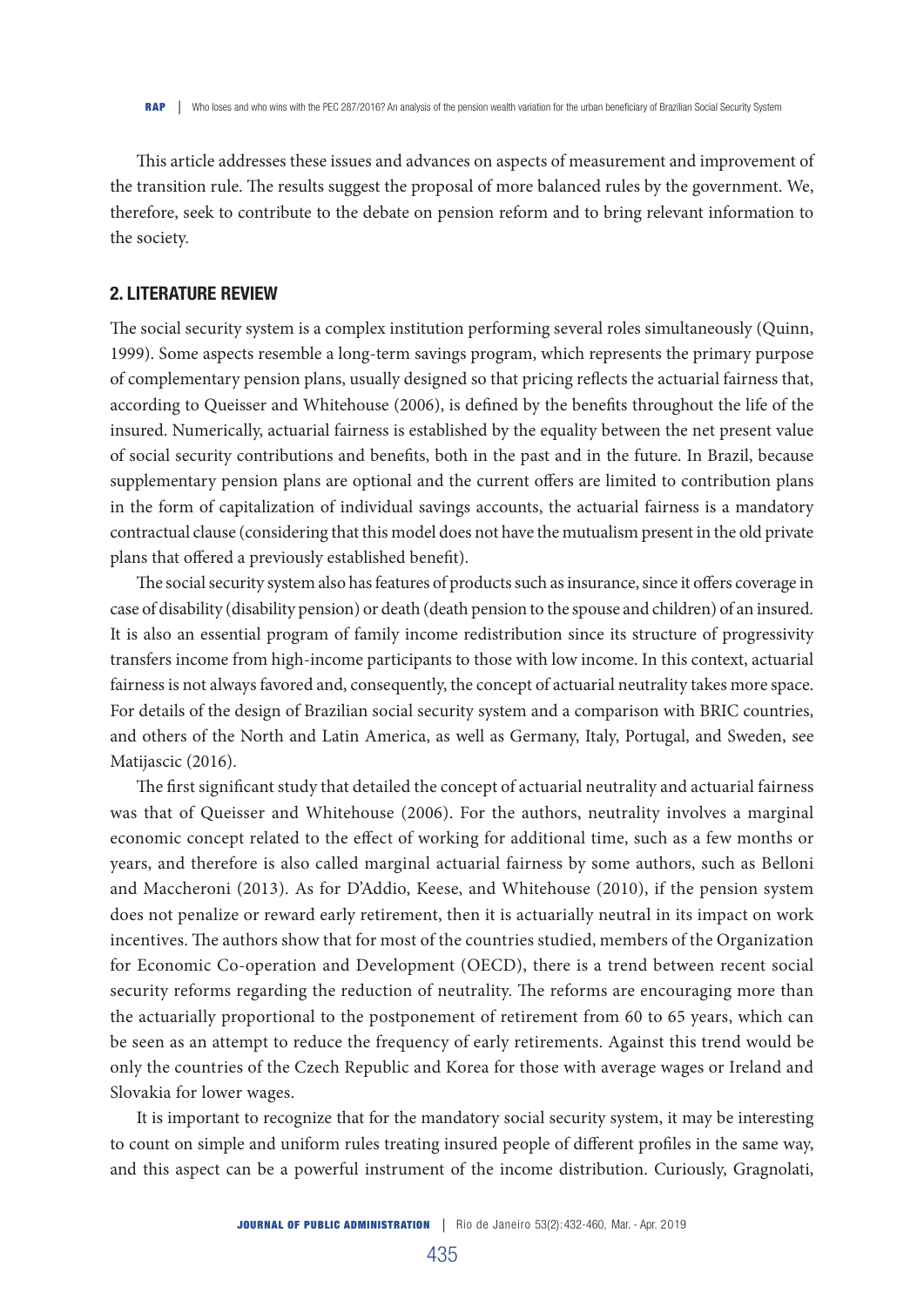This article addresses these issues and advances on aspects of measurement and improvement of the transition rule. The results suggest the proposal of more balanced rules by the government. We, therefore, seek to contribute to the debate on pension reform and to bring relevant information to the society.

## 2. LITERATURE REVIEW

The social security system is a complex institution performing several roles simultaneously (Quinn, 1999). Some aspects resemble a long-term savings program, which represents the primary purpose of complementary pension plans, usually designed so that pricing reflects the actuarial fairness that, according to Queisser and Whitehouse (2006), is defined by the benefits throughout the life of the insured. Numerically, actuarial fairness is established by the equality between the net present value of social security contributions and benefits, both in the past and in the future. In Brazil, because supplementary pension plans are optional and the current offers are limited to contribution plans in the form of capitalization of individual savings accounts, the actuarial fairness is a mandatory contractual clause (considering that this model does not have the mutualism present in the old private plans that offered a previously established benefit).

The social security system also has features of products such as insurance, since it offers coverage in case of disability (disability pension) or death (death pension to the spouse and children) of an insured. It is also an essential program of family income redistribution since its structure of progressivity transfers income from high-income participants to those with low income. In this context, actuarial fairness is not always favored and, consequently, the concept of actuarial neutrality takes more space. For details of the design of Brazilian social security system and a comparison with BRIC countries, and others of the North and Latin America, as well as Germany, Italy, Portugal, and Sweden, see Matijascic (2016).

The first significant study that detailed the concept of actuarial neutrality and actuarial fairness was that of Queisser and Whitehouse (2006). For the authors, neutrality involves a marginal economic concept related to the effect of working for additional time, such as a few months or years, and therefore is also called marginal actuarial fairness by some authors, such as Belloni and Maccheroni (2013). As for D'Addio, Keese, and Whitehouse (2010), if the pension system does not penalize or reward early retirement, then it is actuarially neutral in its impact on work incentives. The authors show that for most of the countries studied, members of the Organization for Economic Co-operation and Development (OECD), there is a trend between recent social security reforms regarding the reduction of neutrality. The reforms are encouraging more than the actuarially proportional to the postponement of retirement from 60 to 65 years, which can be seen as an attempt to reduce the frequency of early retirements. Against this trend would be only the countries of the Czech Republic and Korea for those with average wages or Ireland and Slovakia for lower wages.

It is important to recognize that for the mandatory social security system, it may be interesting to count on simple and uniform rules treating insured people of different profiles in the same way, and this aspect can be a powerful instrument of the income distribution. Curiously, Gragnolati,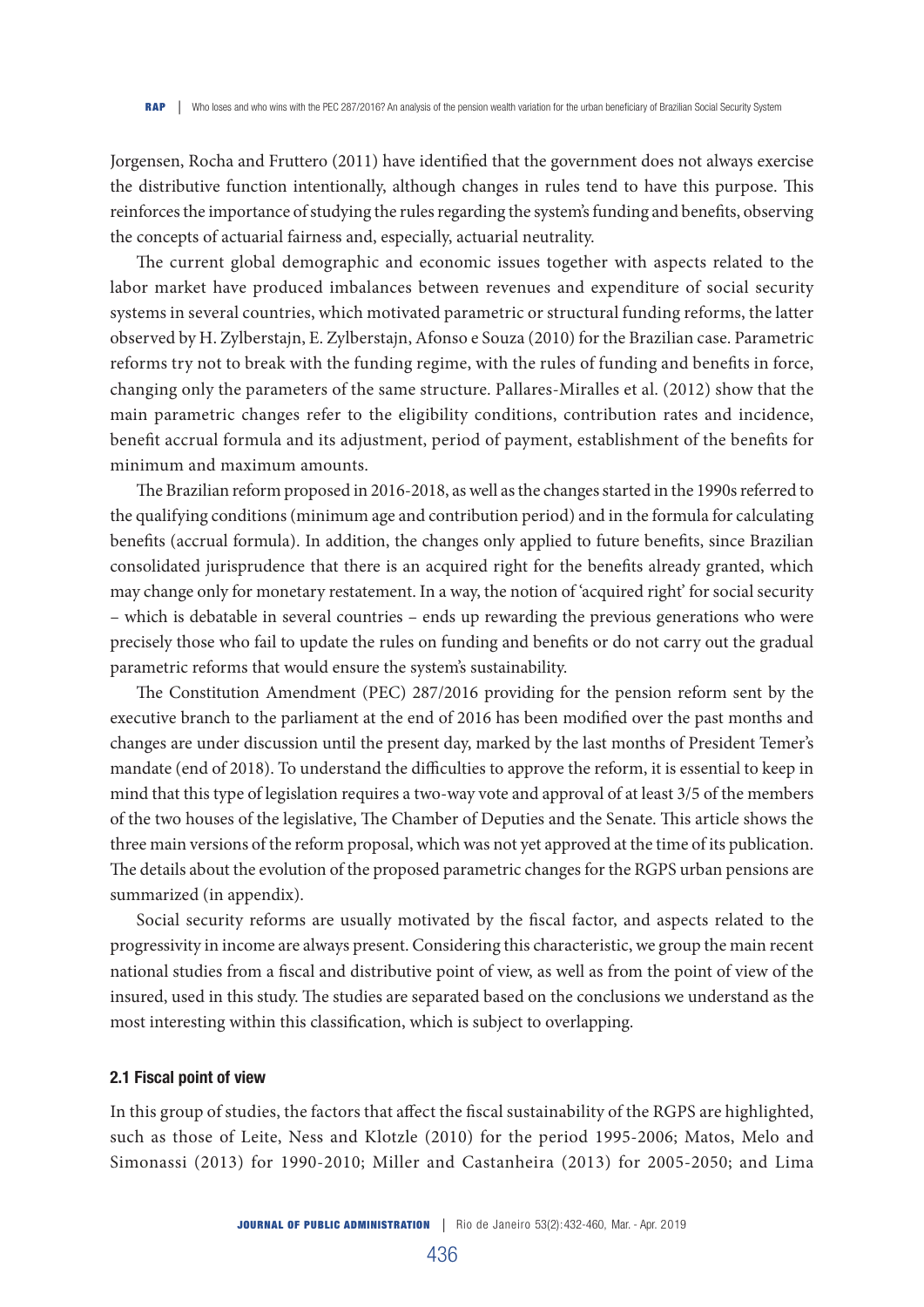Jorgensen, Rocha and Fruttero (2011) have identified that the government does not always exercise the distributive function intentionally, although changes in rules tend to have this purpose. This reinforces the importance of studying the rules regarding the system's funding and benefits, observing the concepts of actuarial fairness and, especially, actuarial neutrality.

The current global demographic and economic issues together with aspects related to the labor market have produced imbalances between revenues and expenditure of social security systems in several countries, which motivated parametric or structural funding reforms, the latter observed by H. Zylberstajn, E. Zylberstajn, Afonso e Souza (2010) for the Brazilian case. Parametric reforms try not to break with the funding regime, with the rules of funding and benefits in force, changing only the parameters of the same structure. Pallares-Miralles et al. (2012) show that the main parametric changes refer to the eligibility conditions, contribution rates and incidence, benefit accrual formula and its adjustment, period of payment, establishment of the benefits for minimum and maximum amounts.

The Brazilian reform proposed in 2016-2018, as well as the changes started in the 1990s referred to the qualifying conditions (minimum age and contribution period) and in the formula for calculating benefits (accrual formula). In addition, the changes only applied to future benefits, since Brazilian consolidated jurisprudence that there is an acquired right for the benefits already granted, which may change only for monetary restatement. In a way, the notion of 'acquired right' for social security – which is debatable in several countries – ends up rewarding the previous generations who were precisely those who fail to update the rules on funding and benefits or do not carry out the gradual parametric reforms that would ensure the system's sustainability.

The Constitution Amendment (PEC) 287/2016 providing for the pension reform sent by the executive branch to the parliament at the end of 2016 has been modified over the past months and changes are under discussion until the present day, marked by the last months of President Temer's mandate (end of 2018). To understand the difficulties to approve the reform, it is essential to keep in mind that this type of legislation requires a two-way vote and approval of at least 3/5 of the members of the two houses of the legislative, The Chamber of Deputies and the Senate. This article shows the three main versions of the reform proposal, which was not yet approved at the time of its publication. The details about the evolution of the proposed parametric changes for the RGPS urban pensions are summarized (in appendix).

Social security reforms are usually motivated by the fiscal factor, and aspects related to the progressivity in income are always present. Considering this characteristic, we group the main recent national studies from a fiscal and distributive point of view, as well as from the point of view of the insured, used in this study. The studies are separated based on the conclusions we understand as the most interesting within this classification, which is subject to overlapping.

### 2.1 Fiscal point of view

In this group of studies, the factors that affect the fiscal sustainability of the RGPS are highlighted, such as those of Leite, Ness and Klotzle (2010) for the period 1995-2006; Matos, Melo and Simonassi (2013) for 1990-2010; Miller and Castanheira (2013) for 2005-2050; and Lima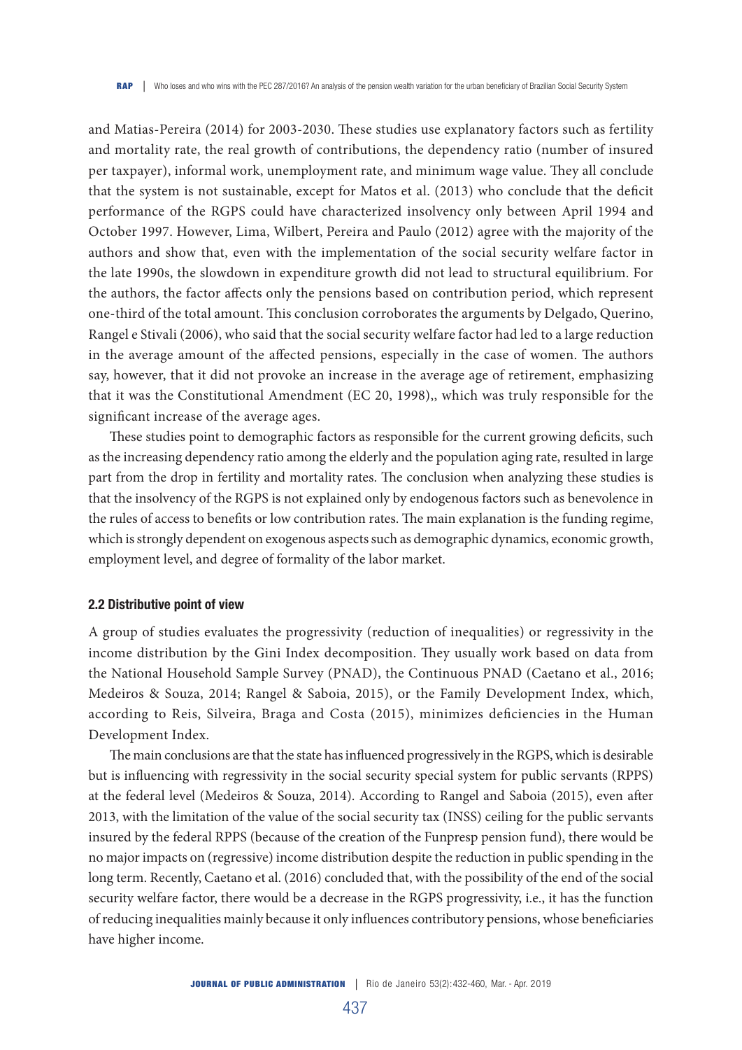and Matias-Pereira (2014) for 2003-2030. These studies use explanatory factors such as fertility and mortality rate, the real growth of contributions, the dependency ratio (number of insured per taxpayer), informal work, unemployment rate, and minimum wage value. They all conclude that the system is not sustainable, except for Matos et al. (2013) who conclude that the deficit performance of the RGPS could have characterized insolvency only between April 1994 and October 1997. However, Lima, Wilbert, Pereira and Paulo (2012) agree with the majority of the authors and show that, even with the implementation of the social security welfare factor in the late 1990s, the slowdown in expenditure growth did not lead to structural equilibrium. For the authors, the factor affects only the pensions based on contribution period, which represent one-third of the total amount. This conclusion corroborates the arguments by Delgado, Querino, Rangel e Stivali (2006), who said that the social security welfare factor had led to a large reduction in the average amount of the affected pensions, especially in the case of women. The authors say, however, that it did not provoke an increase in the average age of retirement, emphasizing that it was the Constitutional Amendment (EC 20, 1998),, which was truly responsible for the significant increase of the average ages.

These studies point to demographic factors as responsible for the current growing deficits, such as the increasing dependency ratio among the elderly and the population aging rate, resulted in large part from the drop in fertility and mortality rates. The conclusion when analyzing these studies is that the insolvency of the RGPS is not explained only by endogenous factors such as benevolence in the rules of access to benefits or low contribution rates. The main explanation is the funding regime, which is strongly dependent on exogenous aspects such as demographic dynamics, economic growth, employment level, and degree of formality of the labor market.

### 2.2 Distributive point of view

A group of studies evaluates the progressivity (reduction of inequalities) or regressivity in the income distribution by the Gini Index decomposition. They usually work based on data from the National Household Sample Survey (PNAD), the Continuous PNAD (Caetano et al., 2016; Medeiros & Souza, 2014; Rangel & Saboia, 2015), or the Family Development Index, which, according to Reis, Silveira, Braga and Costa (2015), minimizes deficiencies in the Human Development Index.

The main conclusions are that the state has influenced progressively in the RGPS, which is desirable but is influencing with regressivity in the social security special system for public servants (RPPS) at the federal level (Medeiros & Souza, 2014). According to Rangel and Saboia (2015), even after 2013, with the limitation of the value of the social security tax (INSS) ceiling for the public servants insured by the federal RPPS (because of the creation of the Funpresp pension fund), there would be no major impacts on (regressive) income distribution despite the reduction in public spending in the long term. Recently, Caetano et al. (2016) concluded that, with the possibility of the end of the social security welfare factor, there would be a decrease in the RGPS progressivity, i.e., it has the function of reducing inequalities mainly because it only influences contributory pensions, whose beneficiaries have higher income.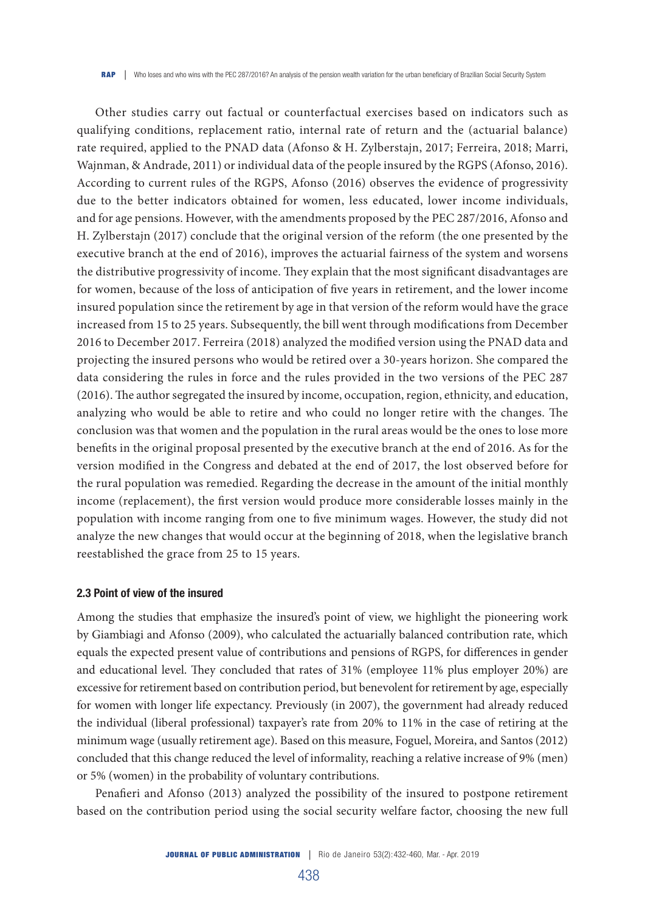Other studies carry out factual or counterfactual exercises based on indicators such as qualifying conditions, replacement ratio, internal rate of return and the (actuarial balance) rate required, applied to the PNAD data (Afonso & H. Zylberstajn, 2017; Ferreira, 2018; Marri, Wajnman, & Andrade, 2011) or individual data of the people insured by the RGPS (Afonso, 2016). According to current rules of the RGPS, Afonso (2016) observes the evidence of progressivity due to the better indicators obtained for women, less educated, lower income individuals, and for age pensions. However, with the amendments proposed by the PEC 287/2016, Afonso and H. Zylberstajn (2017) conclude that the original version of the reform (the one presented by the executive branch at the end of 2016), improves the actuarial fairness of the system and worsens the distributive progressivity of income. They explain that the most significant disadvantages are for women, because of the loss of anticipation of five years in retirement, and the lower income insured population since the retirement by age in that version of the reform would have the grace increased from 15 to 25 years. Subsequently, the bill went through modifications from December 2016 to December 2017. Ferreira (2018) analyzed the modified version using the PNAD data and projecting the insured persons who would be retired over a 30-years horizon. She compared the data considering the rules in force and the rules provided in the two versions of the PEC 287 (2016). The author segregated the insured by income, occupation, region, ethnicity, and education, analyzing who would be able to retire and who could no longer retire with the changes. The conclusion was that women and the population in the rural areas would be the ones to lose more benefits in the original proposal presented by the executive branch at the end of 2016. As for the version modified in the Congress and debated at the end of 2017, the lost observed before for the rural population was remedied. Regarding the decrease in the amount of the initial monthly income (replacement), the first version would produce more considerable losses mainly in the population with income ranging from one to five minimum wages. However, the study did not analyze the new changes that would occur at the beginning of 2018, when the legislative branch reestablished the grace from 25 to 15 years.

### 2.3 Point of view of the insured

Among the studies that emphasize the insured's point of view, we highlight the pioneering work by Giambiagi and Afonso (2009), who calculated the actuarially balanced contribution rate, which equals the expected present value of contributions and pensions of RGPS, for differences in gender and educational level. They concluded that rates of 31% (employee 11% plus employer 20%) are excessive for retirement based on contribution period, but benevolent for retirement by age, especially for women with longer life expectancy. Previously (in 2007), the government had already reduced the individual (liberal professional) taxpayer's rate from 20% to 11% in the case of retiring at the minimum wage (usually retirement age). Based on this measure, Foguel, Moreira, and Santos (2012) concluded that this change reduced the level of informality, reaching a relative increase of 9% (men) or 5% (women) in the probability of voluntary contributions.

Penafieri and Afonso (2013) analyzed the possibility of the insured to postpone retirement based on the contribution period using the social security welfare factor, choosing the new full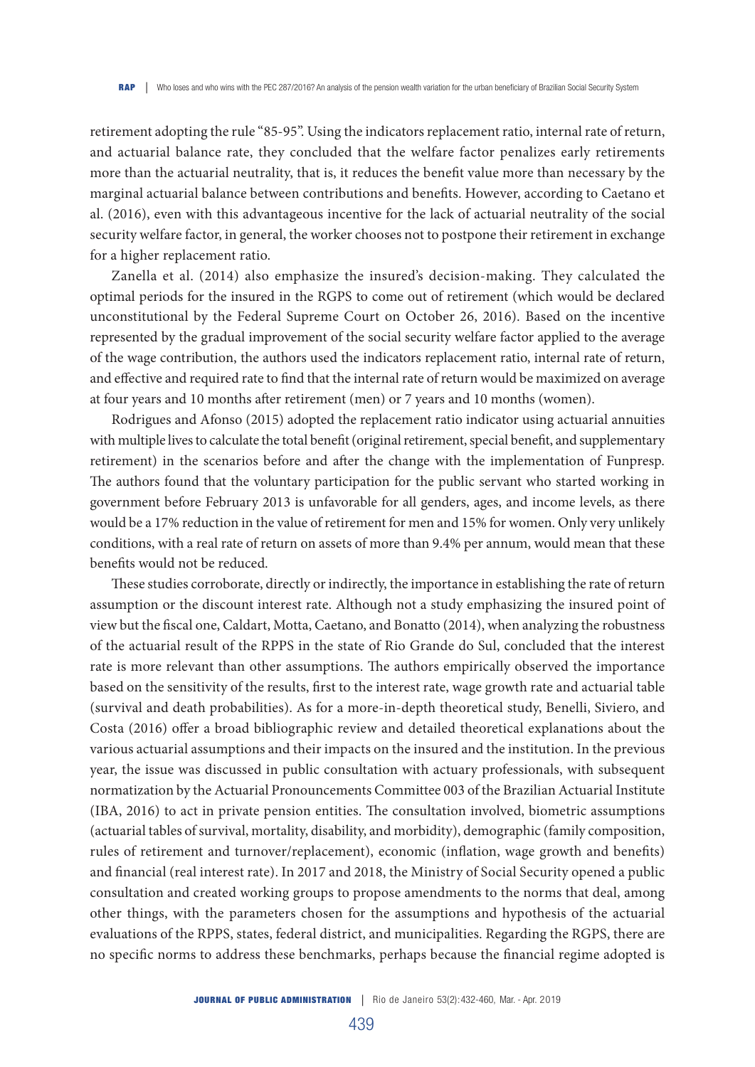retirement adopting the rule "85-95". Using the indicators replacement ratio, internal rate of return, and actuarial balance rate, they concluded that the welfare factor penalizes early retirements more than the actuarial neutrality, that is, it reduces the benefit value more than necessary by the marginal actuarial balance between contributions and benefits. However, according to Caetano et al. (2016), even with this advantageous incentive for the lack of actuarial neutrality of the social security welfare factor, in general, the worker chooses not to postpone their retirement in exchange for a higher replacement ratio.

Zanella et al. (2014) also emphasize the insured's decision-making. They calculated the optimal periods for the insured in the RGPS to come out of retirement (which would be declared unconstitutional by the Federal Supreme Court on October 26, 2016). Based on the incentive represented by the gradual improvement of the social security welfare factor applied to the average of the wage contribution, the authors used the indicators replacement ratio, internal rate of return, and effective and required rate to find that the internal rate of return would be maximized on average at four years and 10 months after retirement (men) or 7 years and 10 months (women).

Rodrigues and Afonso (2015) adopted the replacement ratio indicator using actuarial annuities with multiple lives to calculate the total benefit (original retirement, special benefit, and supplementary retirement) in the scenarios before and after the change with the implementation of Funpresp. The authors found that the voluntary participation for the public servant who started working in government before February 2013 is unfavorable for all genders, ages, and income levels, as there would be a 17% reduction in the value of retirement for men and 15% for women. Only very unlikely conditions, with a real rate of return on assets of more than 9.4% per annum, would mean that these benefits would not be reduced.

These studies corroborate, directly or indirectly, the importance in establishing the rate of return assumption or the discount interest rate. Although not a study emphasizing the insured point of view but the fiscal one, Caldart, Motta, Caetano, and Bonatto (2014), when analyzing the robustness of the actuarial result of the RPPS in the state of Rio Grande do Sul, concluded that the interest rate is more relevant than other assumptions. The authors empirically observed the importance based on the sensitivity of the results, first to the interest rate, wage growth rate and actuarial table (survival and death probabilities). As for a more-in-depth theoretical study, Benelli, Siviero, and Costa (2016) offer a broad bibliographic review and detailed theoretical explanations about the various actuarial assumptions and their impacts on the insured and the institution. In the previous year, the issue was discussed in public consultation with actuary professionals, with subsequent normatization by the Actuarial Pronouncements Committee 003 of the Brazilian Actuarial Institute (IBA, 2016) to act in private pension entities. The consultation involved, biometric assumptions (actuarial tables of survival, mortality, disability, and morbidity), demographic (family composition, rules of retirement and turnover/replacement), economic (inflation, wage growth and benefits) and financial (real interest rate). In 2017 and 2018, the Ministry of Social Security opened a public consultation and created working groups to propose amendments to the norms that deal, among other things, with the parameters chosen for the assumptions and hypothesis of the actuarial evaluations of the RPPS, states, federal district, and municipalities. Regarding the RGPS, there are no specific norms to address these benchmarks, perhaps because the financial regime adopted is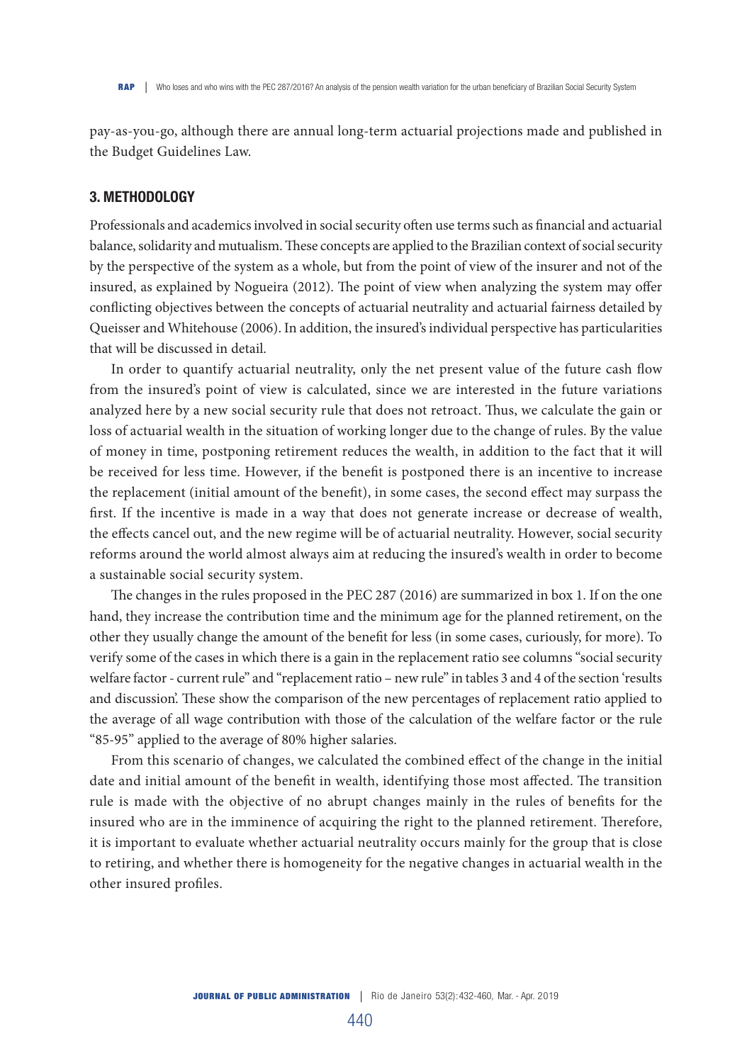pay-as-you-go, although there are annual long-term actuarial projections made and published in the Budget Guidelines Law.

## 3. METHODOLOGY

Professionals and academics involved in social security often use terms such as financial and actuarial balance, solidarity and mutualism. These concepts are applied to the Brazilian context of social security by the perspective of the system as a whole, but from the point of view of the insurer and not of the insured, as explained by Nogueira (2012). The point of view when analyzing the system may offer conflicting objectives between the concepts of actuarial neutrality and actuarial fairness detailed by Queisser and Whitehouse (2006). In addition, the insured's individual perspective has particularities that will be discussed in detail.

In order to quantify actuarial neutrality, only the net present value of the future cash flow from the insured's point of view is calculated, since we are interested in the future variations analyzed here by a new social security rule that does not retroact. Thus, we calculate the gain or loss of actuarial wealth in the situation of working longer due to the change of rules. By the value of money in time, postponing retirement reduces the wealth, in addition to the fact that it will be received for less time. However, if the benefit is postponed there is an incentive to increase the replacement (initial amount of the benefit), in some cases, the second effect may surpass the first. If the incentive is made in a way that does not generate increase or decrease of wealth, the effects cancel out, and the new regime will be of actuarial neutrality. However, social security reforms around the world almost always aim at reducing the insured's wealth in order to become a sustainable social security system.

The changes in the rules proposed in the PEC 287 (2016) are summarized in box 1. If on the one hand, they increase the contribution time and the minimum age for the planned retirement, on the other they usually change the amount of the benefit for less (in some cases, curiously, for more). To verify some of the cases in which there is a gain in the replacement ratio see columns "social security welfare factor - current rule" and "replacement ratio – new rule" in tables 3 and 4 of the section 'results and discussion'. These show the comparison of the new percentages of replacement ratio applied to the average of all wage contribution with those of the calculation of the welfare factor or the rule "85-95" applied to the average of 80% higher salaries.

From this scenario of changes, we calculated the combined effect of the change in the initial date and initial amount of the benefit in wealth, identifying those most affected. The transition rule is made with the objective of no abrupt changes mainly in the rules of benefits for the insured who are in the imminence of acquiring the right to the planned retirement. Therefore, it is important to evaluate whether actuarial neutrality occurs mainly for the group that is close to retiring, and whether there is homogeneity for the negative changes in actuarial wealth in the other insured profiles.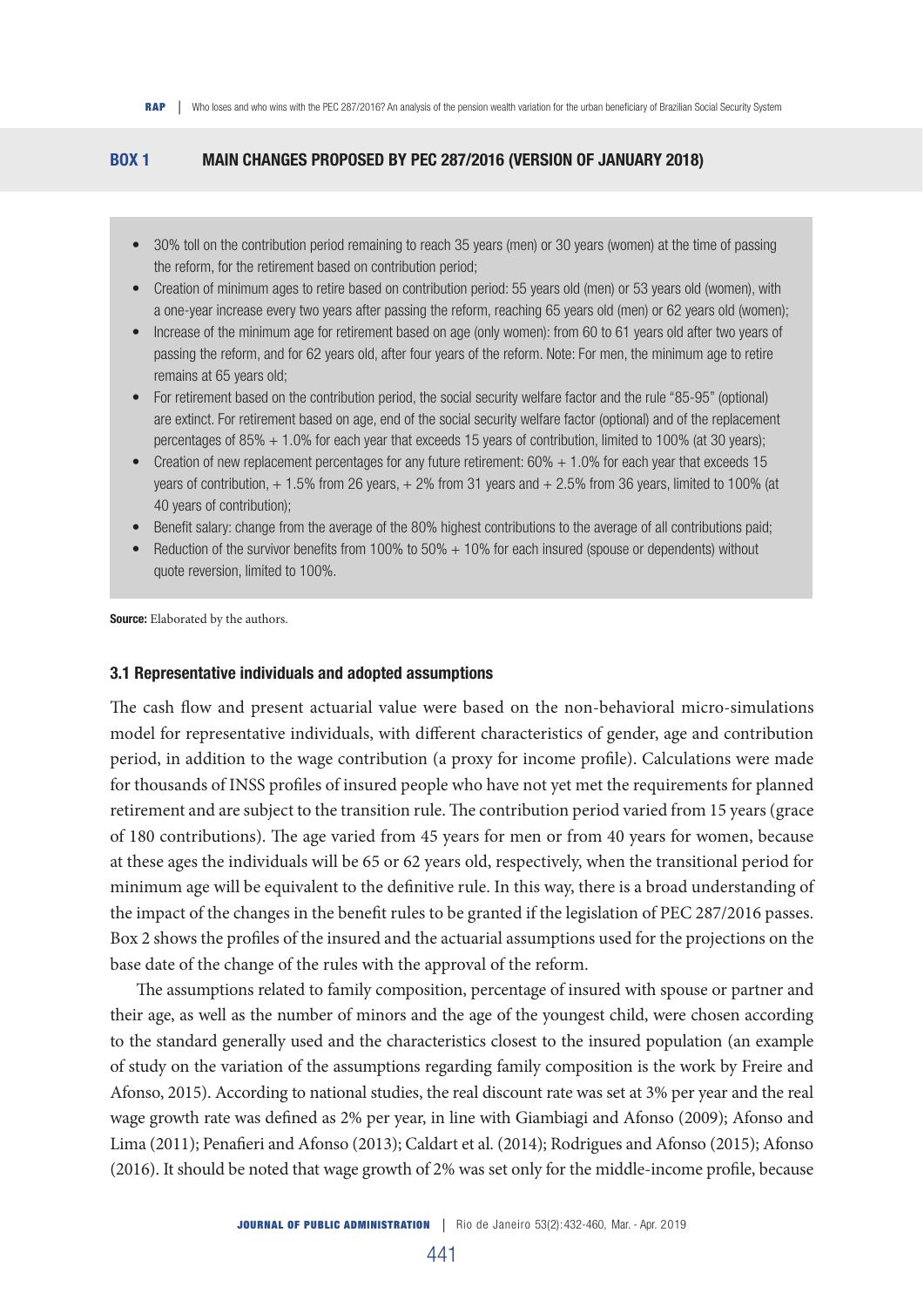### BOX 1 MAIN CHANGES PROPOSED BY PEC 287/2016 (VERSION OF JANUARY 2018)

- 30% toll on the contribution period remaining to reach 35 years (men) or 30 years (women) at the time of passing the reform, for the retirement based on contribution period;
- Creation of minimum ages to retire based on contribution period: 55 years old (men) or 53 years old (women), with a one-year increase every two years after passing the reform, reaching 65 years old (men) or 62 years old (women);
- Increase of the minimum age for retirement based on age (only women): from 60 to 61 years old after two years of passing the reform, and for 62 years old, after four years of the reform. Note: For men, the minimum age to retire remains at 65 years old;
- For retirement based on the contribution period, the social security welfare factor and the rule "85-95" (optional) are extinct. For retirement based on age, end of the social security welfare factor (optional) and of the replacement percentages of 85% + 1.0% for each year that exceeds 15 years of contribution, limited to 100% (at 30 years);
- Creation of new replacement percentages for any future retirement: 60% + 1.0% for each year that exceeds 15 years of contribution, + 1.5% from 26 years, + 2% from 31 years and + 2.5% from 36 years, limited to 100% (at 40 years of contribution);
- Benefit salary: change from the average of the 80% highest contributions to the average of all contributions paid;
- Reduction of the survivor benefits from 100% to 50% + 10% for each insured (spouse or dependents) without quote reversion, limited to 100%.

**Source:** Elaborated by the authors.

### 3.1 Representative individuals and adopted assumptions

The cash flow and present actuarial value were based on the non-behavioral micro-simulations model for representative individuals, with different characteristics of gender, age and contribution period, in addition to the wage contribution (a proxy for income profile). Calculations were made for thousands of INSS profiles of insured people who have not yet met the requirements for planned retirement and are subject to the transition rule. The contribution period varied from 15 years (grace of 180 contributions). The age varied from 45 years for men or from 40 years for women, because at these ages the individuals will be 65 or 62 years old, respectively, when the transitional period for minimum age will be equivalent to the definitive rule. In this way, there is a broad understanding of the impact of the changes in the benefit rules to be granted if the legislation of PEC 287/2016 passes. Box 2 shows the profiles of the insured and the actuarial assumptions used for the projections on the base date of the change of the rules with the approval of the reform.

The assumptions related to family composition, percentage of insured with spouse or partner and their age, as well as the number of minors and the age of the youngest child, were chosen according to the standard generally used and the characteristics closest to the insured population (an example of study on the variation of the assumptions regarding family composition is the work by Freire and Afonso, 2015). According to national studies, the real discount rate was set at 3% per year and the real wage growth rate was defined as 2% per year, in line with Giambiagi and Afonso (2009); Afonso and Lima (2011); Penafieri and Afonso (2013); Caldart et al. (2014); Rodrigues and Afonso (2015); Afonso (2016). It should be noted that wage growth of 2% was set only for the middle-income profile, because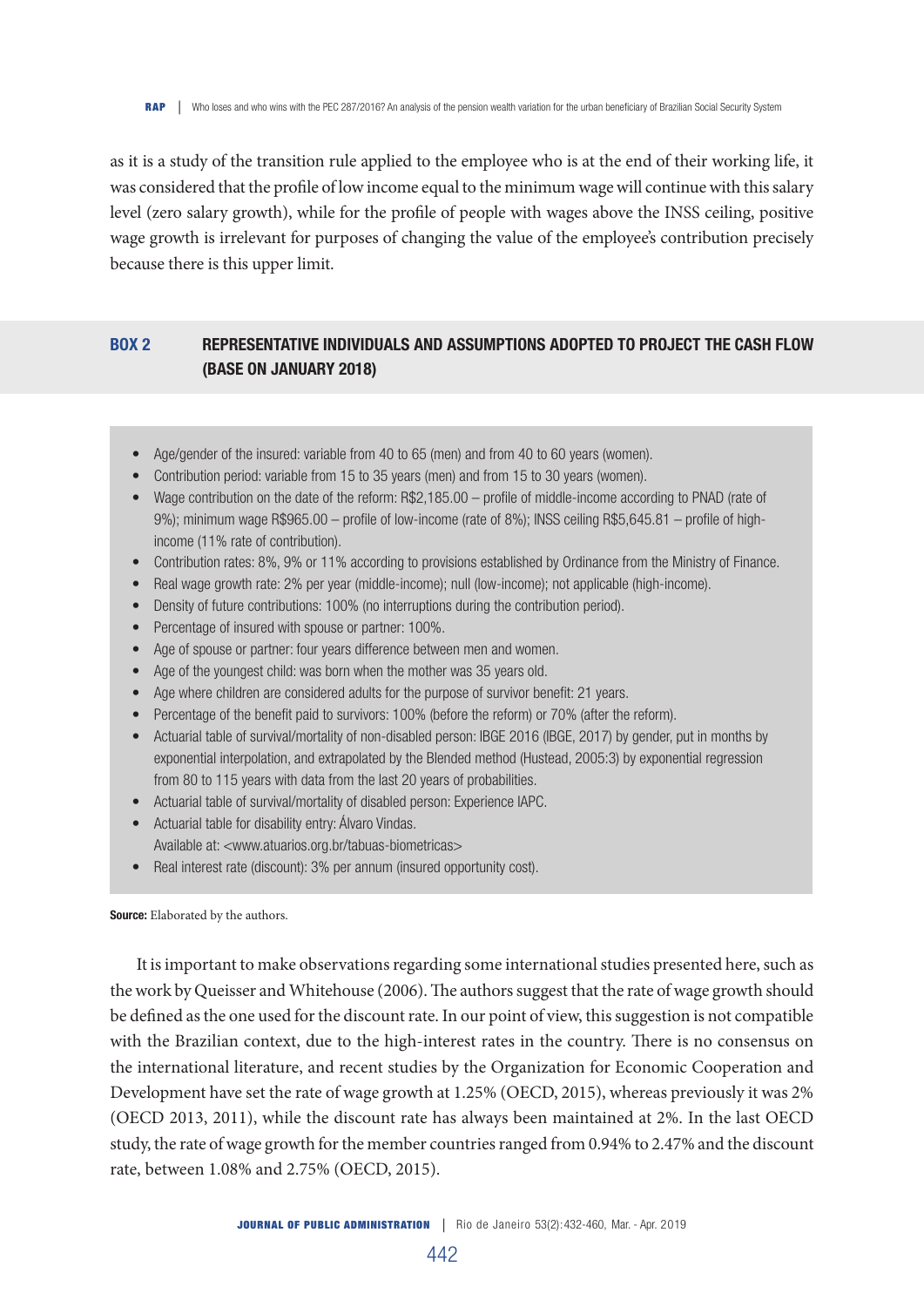as it is a study of the transition rule applied to the employee who is at the end of their working life, it was considered that the profile of low income equal to the minimum wage will continue with this salary level (zero salary growth), while for the profile of people with wages above the INSS ceiling, positive wage growth is irrelevant for purposes of changing the value of the employee's contribution precisely because there is this upper limit.

### BOX 2 REPRESENTATIVE INDIVIDUALS AND ASSUMPTIONS ADOPTED TO PROJECT THE CASH FLOW (BASE ON JANUARY 2018)

- Age/gender of the insured: variable from 40 to 65 (men) and from 40 to 60 years (women).
- Contribution period: variable from 15 to 35 years (men) and from 15 to 30 years (women).
- Wage contribution on the date of the reform: R$2,185.00 – profile of middle-income according to PNAD (rate of 9%); minimum wage R$965.00 – profile of low-income (rate of 8%); INSS ceiling R$5,645.81 – profile of high-income (11% rate of contribution).
- Contribution rates: 8%, 9% or 11% according to provisions established by Ordinance from the Ministry of Finance.
- Real wage growth rate: 2% per year (middle-income); null (low-income); not applicable (high-income).
- Density of future contributions: 100% (no interruptions during the contribution period).
- Percentage of insured with spouse or partner: 100%.
- Age of spouse or partner: four years difference between men and women.
- Age of the youngest child: was born when the mother was 35 years old.
- Age where children are considered adults for the purpose of survivor benefit: 21 years.
- Percentage of the benefit paid to survivors: 100% (before the reform) or 70% (after the reform).
- Actuarial table of survival/mortality of non-disabled person: IBGE 2016 (IBGE, 2017) by gender, put in months by exponential interpolation, and extrapolated by the Blended method (Hustead, 2005:3) by exponential regression from 80 to 115 years with data from the last 20 years of probabilities.
- Actuarial table of survival/mortality of disabled person: Experience IAPC.
- Actuarial table for disability entry: Álvaro Vindas.
  Available at: <www.atuarios.org.br/tabuas-biometricas>
- Real interest rate (discount): 3% per annum (insured opportunity cost).

**Source:** Elaborated by the authors.

It is important to make observations regarding some international studies presented here, such as the work by Queisser and Whitehouse (2006). The authors suggest that the rate of wage growth should be defined as the one used for the discount rate. In our point of view, this suggestion is not compatible with the Brazilian context, due to the high-interest rates in the country. There is no consensus on the international literature, and recent studies by the Organization for Economic Cooperation and Development have set the rate of wage growth at 1.25% (OECD, 2015), whereas previously it was 2% (OECD 2013, 2011), while the discount rate has always been maintained at 2%. In the last OECD study, the rate of wage growth for the member countries ranged from 0.94% to 2.47% and the discount rate, between 1.08% and 2.75% (OECD, 2015).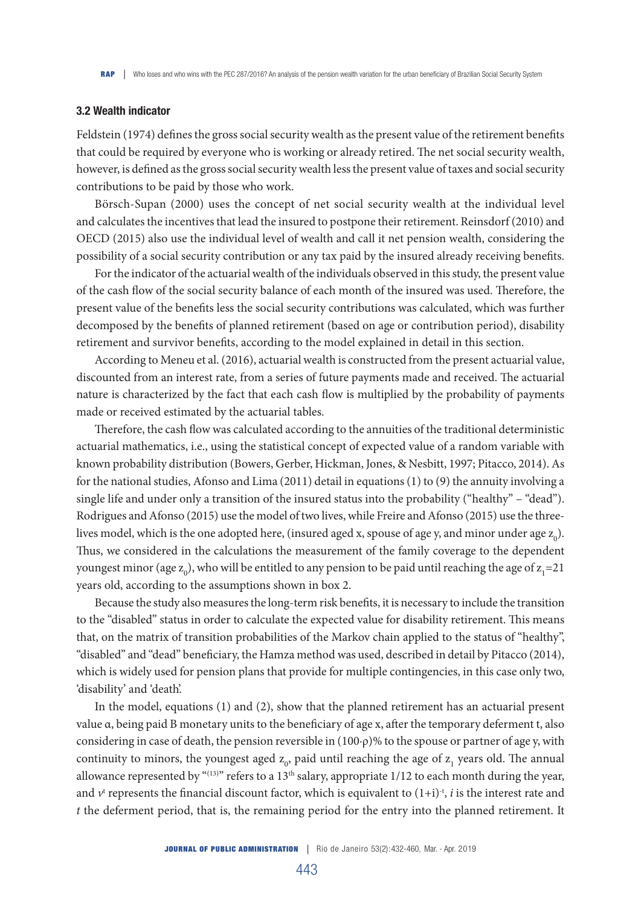### 3.2 Wealth indicator

Feldstein (1974) defines the gross social security wealth as the present value of the retirement benefits that could be required by everyone who is working or already retired. The net social security wealth, however, is defined as the gross social security wealth less the present value of taxes and social security contributions to be paid by those who work.

Börsch-Supan (2000) uses the concept of net social security wealth at the individual level and calculates the incentives that lead the insured to postpone their retirement. Reinsdorf (2010) and OECD (2015) also use the individual level of wealth and call it net pension wealth, considering the possibility of a social security contribution or any tax paid by the insured already receiving benefits.

For the indicator of the actuarial wealth of the individuals observed in this study, the present value of the cash flow of the social security balance of each month of the insured was used. Therefore, the present value of the benefits less the social security contributions was calculated, which was further decomposed by the benefits of planned retirement (based on age or contribution period), disability retirement and survivor benefits, according to the model explained in detail in this section.

According to Meneu et al. (2016), actuarial wealth is constructed from the present actuarial value, discounted from an interest rate, from a series of future payments made and received. The actuarial nature is characterized by the fact that each cash flow is multiplied by the probability of payments made or received estimated by the actuarial tables.

Therefore, the cash flow was calculated according to the annuities of the traditional deterministic actuarial mathematics, i.e., using the statistical concept of expected value of a random variable with known probability distribution (Bowers, Gerber, Hickman, Jones, & Nesbitt, 1997; Pitacco, 2014). As for the national studies, Afonso and Lima (2011) detail in equations (1) to (9) the annuity involving a single life and under only a transition of the insured status into the probability ("healthy" – "dead"). Rodrigues and Afonso (2015) use the model of two lives, while Freire and Afonso (2015) use the three-lives model, which is the one adopted here, (insured aged x, spouse of age y, and minor under age $z_0$). Thus, we considered in the calculations the measurement of the family coverage to the dependent youngest minor (age $z_0$), who will be entitled to any pension to be paid until reaching the age of $z_1$=21 years old, according to the assumptions shown in box 2.

Because the study also measures the long-term risk benefits, it is necessary to include the transition to the "disabled" status in order to calculate the expected value for disability retirement. This means that, on the matrix of transition probabilities of the Markov chain applied to the status of "healthy", "disabled" and "dead" beneficiary, the Hamza method was used, described in detail by Pitacco (2014), which is widely used for pension plans that provide for multiple contingencies, in this case only two, 'disability' and 'death'.

In the model, equations (1) and (2), show that the planned retirement has an actuarial present value α, being paid B monetary units to the beneficiary of age x, after the temporary deferment t, also considering in case of death, the pension reversible in (100·ρ)% to the spouse or partner of age y, with continuity to minors, the youngest aged $z_0$, paid until reaching the age of $z_1$ years old. The annual allowance represented by "$^{(13)}$" refers to a 13th salary, appropriate 1/12 to each month during the year, and $v^t$ represents the financial discount factor, which is equivalent to $(1+i)^{-t}$, *i* is the interest rate and *t* the deferment period, that is, the remaining period for the entry into the planned retirement. It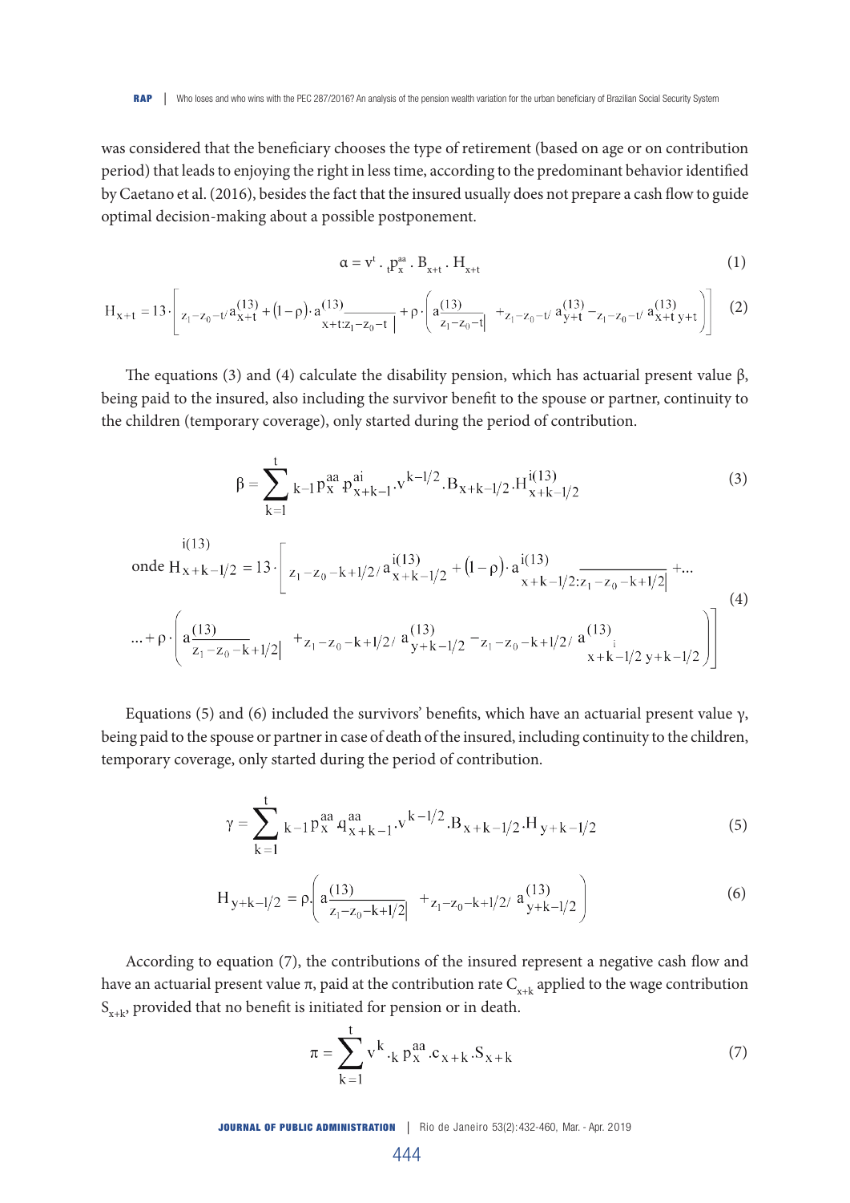was considered that the beneficiary chooses the type of retirement (based on age or on contribution period) that leads to enjoying the right in less time, according to the predominant behavior identified by Caetano et al. (2016), besides the fact that the insured usually does not prepare a cash flow to guide optimal decision-making about a possible postponement.

$$\alpha = v^t \cdot {}_t p_x^{aa} \cdot B_{x+t} \cdot H_{x+t} \tag{1}$$

$$H_{x+t} = 13 \cdot \left[ {}_{z_1 - z_0 - t/} a_{x+t}^{(13)} + (1-\rho) \cdot a_{\overline{x+t:z_1 - z_0 - t|}}^{(13)} + \rho \cdot \left( a_{\overline{z_1 - z_0 - t|}}^{(13)} + {}_{z_1 - z_0 - t/} a_{y+t}^{(13)} - {}_{z_1 - z_0 - t/} a_{x+t\, y+t}^{(13)} \right) \right] \tag{2}$$

The equations (3) and (4) calculate the disability pension, which has actuarial present value β, being paid to the insured, also including the survivor benefit to the spouse or partner, continuity to the children (temporary coverage), only started during the period of contribution.

$$\beta = \sum_{k=1}^{t} {}_{k-1}p_x^{aa} \, p_{x+k-1}^{ai} . v^{k-1/2} . B_{x+k-1/2} . H_{x+k-1/2}^{i(13)} \tag{3}$$

$$\text{onde } H_{x+k-1/2}^{i(13)} = 13 \cdot \left[ {}_{z_1 - z_0 - k+1/2/} a_{x+k-1/2}^{i(13)} + (1-\rho) \cdot a_{\overline{x+k-1/2:z_1 - z_0 - k+1/2|}}^{i(13)} + \ldots \right.$$

$$\left. \ldots + \rho \cdot \left( a_{\overline{z_1 - z_0 - k+1/2|}}^{(13)} + {}_{z_1 - z_0 - k+1/2/} a_{y+k-1/2}^{(13)} - {}_{z_1 - z_0 - k+1/2/} a_{x+k-1/2\, y+k-1/2}^{(13)\, i} \right) \right] \tag{4}$$

Equations (5) and (6) included the survivors' benefits, which have an actuarial present value γ, being paid to the spouse or partner in case of death of the insured, including continuity to the children, temporary coverage, only started during the period of contribution.

$$\gamma = \sum_{k=1}^{t} {}_{k-1}p_x^{aa} \, q_{x+k-1}^{aa} . v^{k-1/2} . B_{x+k-1/2} . H_{y+k-1/2} \tag{5}$$

$$H_{y+k-1/2} = \rho . \left( a_{\overline{z_1 - z_0 - k+1/2|}}^{(13)} + {}_{z_1 - z_0 - k+1/2/} a_{y+k-1/2}^{(13)} \right) \tag{6}$$

According to equation (7), the contributions of the insured represent a negative cash flow and have an actuarial present value π, paid at the contribution rate $C_{x+k}$ applied to the wage contribution $S_{x+k}$, provided that no benefit is initiated for pension or in death.

$$\pi = \sum_{k=1}^{t} v^k . {}_k p_x^{aa} . c_{x+k} . S_{x+k} \tag{7}$$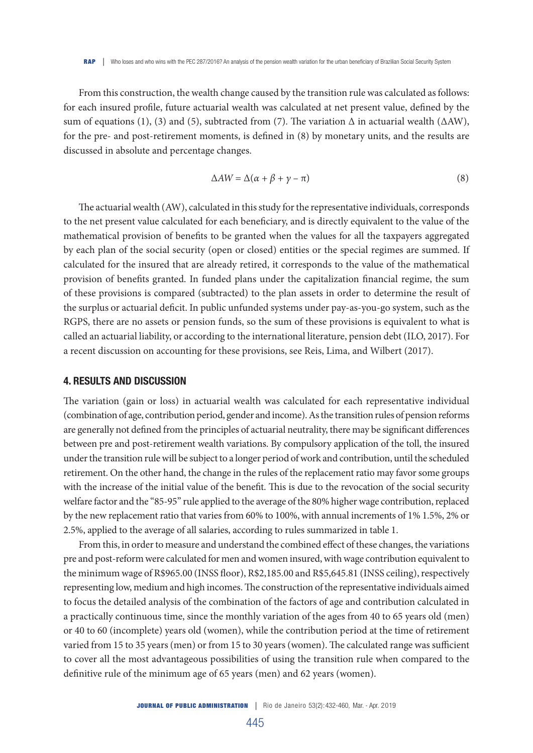From this construction, the wealth change caused by the transition rule was calculated as follows: for each insured profile, future actuarial wealth was calculated at net present value, defined by the sum of equations (1), (3) and (5), subtracted from (7). The variation $\Delta$ in actuarial wealth ($\Delta$AW), for the pre- and post-retirement moments, is defined in (8) by monetary units, and the results are discussed in absolute and percentage changes.

$$\Delta AW = \Delta(\alpha + \beta + \gamma - \pi) \tag{8}$$

The actuarial wealth (AW), calculated in this study for the representative individuals, corresponds to the net present value calculated for each beneficiary, and is directly equivalent to the value of the mathematical provision of benefits to be granted when the values for all the taxpayers aggregated by each plan of the social security (open or closed) entities or the special regimes are summed. If calculated for the insured that are already retired, it corresponds to the value of the mathematical provision of benefits granted. In funded plans under the capitalization financial regime, the sum of these provisions is compared (subtracted) to the plan assets in order to determine the result of the surplus or actuarial deficit. In public unfunded systems under pay-as-you-go system, such as the RGPS, there are no assets or pension funds, so the sum of these provisions is equivalent to what is called an actuarial liability, or according to the international literature, pension debt (ILO, 2017). For a recent discussion on accounting for these provisions, see Reis, Lima, and Wilbert (2017).

## 4. RESULTS AND DISCUSSION

The variation (gain or loss) in actuarial wealth was calculated for each representative individual (combination of age, contribution period, gender and income). As the transition rules of pension reforms are generally not defined from the principles of actuarial neutrality, there may be significant differences between pre and post-retirement wealth variations. By compulsory application of the toll, the insured under the transition rule will be subject to a longer period of work and contribution, until the scheduled retirement. On the other hand, the change in the rules of the replacement ratio may favor some groups with the increase of the initial value of the benefit. This is due to the revocation of the social security welfare factor and the "85-95" rule applied to the average of the 80% higher wage contribution, replaced by the new replacement ratio that varies from 60% to 100%, with annual increments of 1% 1.5%, 2% or 2.5%, applied to the average of all salaries, according to rules summarized in table 1.

From this, in order to measure and understand the combined effect of these changes, the variations pre and post-reform were calculated for men and women insured, with wage contribution equivalent to the minimum wage of R$965.00 (INSS floor), R$2,185.00 and R$5,645.81 (INSS ceiling), respectively representing low, medium and high incomes. The construction of the representative individuals aimed to focus the detailed analysis of the combination of the factors of age and contribution calculated in a practically continuous time, since the monthly variation of the ages from 40 to 65 years old (men) or 40 to 60 (incomplete) years old (women), while the contribution period at the time of retirement varied from 15 to 35 years (men) or from 15 to 30 years (women). The calculated range was sufficient to cover all the most advantageous possibilities of using the transition rule when compared to the definitive rule of the minimum age of 65 years (men) and 62 years (women).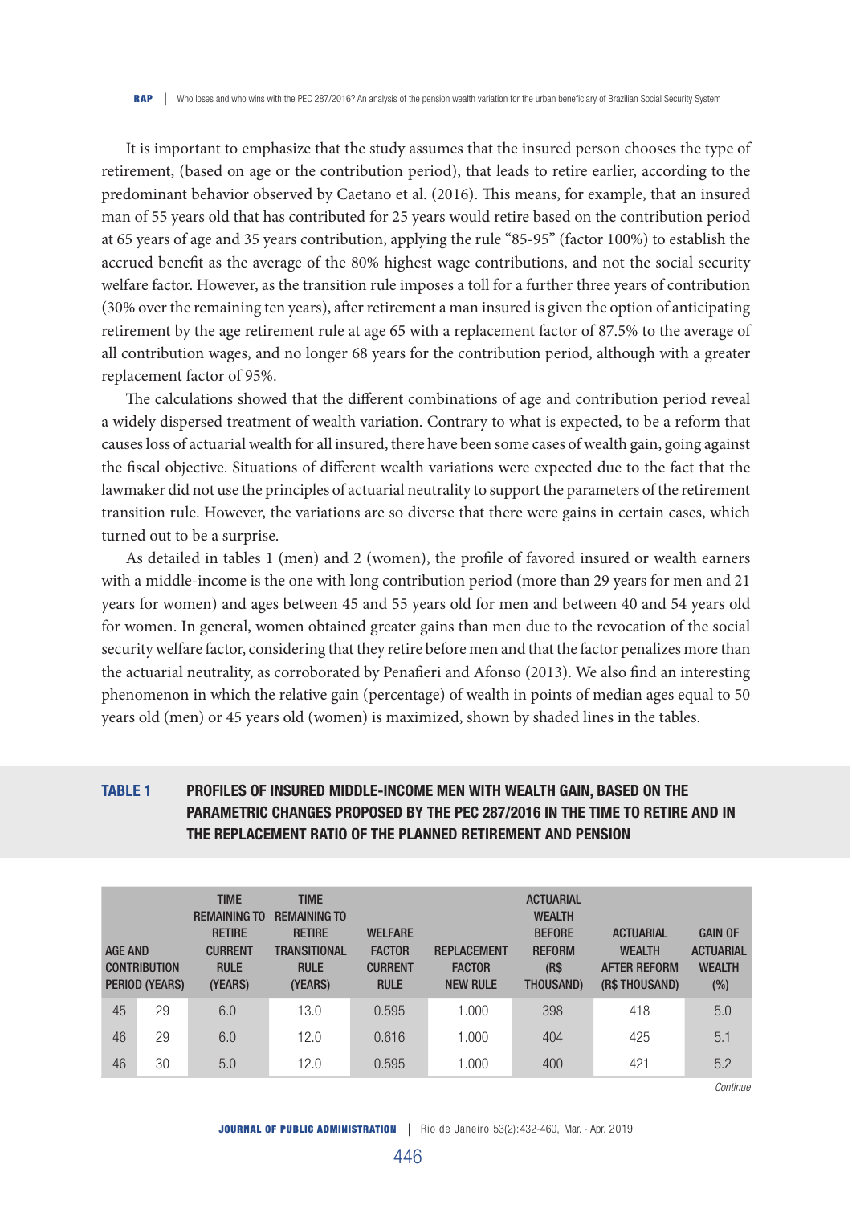It is important to emphasize that the study assumes that the insured person chooses the type of retirement, (based on age or the contribution period), that leads to retire earlier, according to the predominant behavior observed by Caetano et al. (2016). This means, for example, that an insured man of 55 years old that has contributed for 25 years would retire based on the contribution period at 65 years of age and 35 years contribution, applying the rule "85-95" (factor 100%) to establish the accrued benefit as the average of the 80% highest wage contributions, and not the social security welfare factor. However, as the transition rule imposes a toll for a further three years of contribution (30% over the remaining ten years), after retirement a man insured is given the option of anticipating retirement by the age retirement rule at age 65 with a replacement factor of 87.5% to the average of all contribution wages, and no longer 68 years for the contribution period, although with a greater replacement factor of 95%.

The calculations showed that the different combinations of age and contribution period reveal a widely dispersed treatment of wealth variation. Contrary to what is expected, to be a reform that causes loss of actuarial wealth for all insured, there have been some cases of wealth gain, going against the fiscal objective. Situations of different wealth variations were expected due to the fact that the lawmaker did not use the principles of actuarial neutrality to support the parameters of the retirement transition rule. However, the variations are so diverse that there were gains in certain cases, which turned out to be a surprise.

As detailed in tables 1 (men) and 2 (women), the profile of favored insured or wealth earners with a middle-income is the one with long contribution period (more than 29 years for men and 21 years for women) and ages between 45 and 55 years old for men and between 40 and 54 years old for women. In general, women obtained greater gains than men due to the revocation of the social security welfare factor, considering that they retire before men and that the factor penalizes more than the actuarial neutrality, as corroborated by Penafieri and Afonso (2013). We also find an interesting phenomenon in which the relative gain (percentage) of wealth in points of median ages equal to 50 years old (men) or 45 years old (women) is maximized, shown by shaded lines in the tables.

**TABLE 1 PROFILES OF INSURED MIDDLE-INCOME MEN WITH WEALTH GAIN, BASED ON THE PARAMETRIC CHANGES PROPOSED BY THE PEC 287/2016 IN THE TIME TO RETIRE AND IN THE REPLACEMENT RATIO OF THE PLANNED RETIREMENT AND PENSION**

| AGE AND CONTRIBUTION PERIOD (YEARS) | | TIME REMAINING TO RETIRE CURRENT RULE (YEARS) | TIME REMAINING TO RETIRE TRANSITIONAL RULE (YEARS) | WELFARE FACTOR CURRENT RULE | REPLACEMENT FACTOR NEW RULE | ACTUARIAL WEALTH BEFORE REFORM (R$ THOUSAND) | ACTUARIAL WEALTH AFTER REFORM (R$ THOUSAND) | GAIN OF ACTUARIAL WEALTH (%) |
|---|---|---|---|---|---|---|---|---|
| 45 | 29 | 6.0 | 13.0 | 0.595 | 1.000 | 398 | 418 | 5.0 |
| 46 | 29 | 6.0 | 12.0 | 0.616 | 1.000 | 404 | 425 | 5.1 |
| 46 | 30 | 5.0 | 12.0 | 0.595 | 1.000 | 400 | 421 | 5.2 |

*Continue*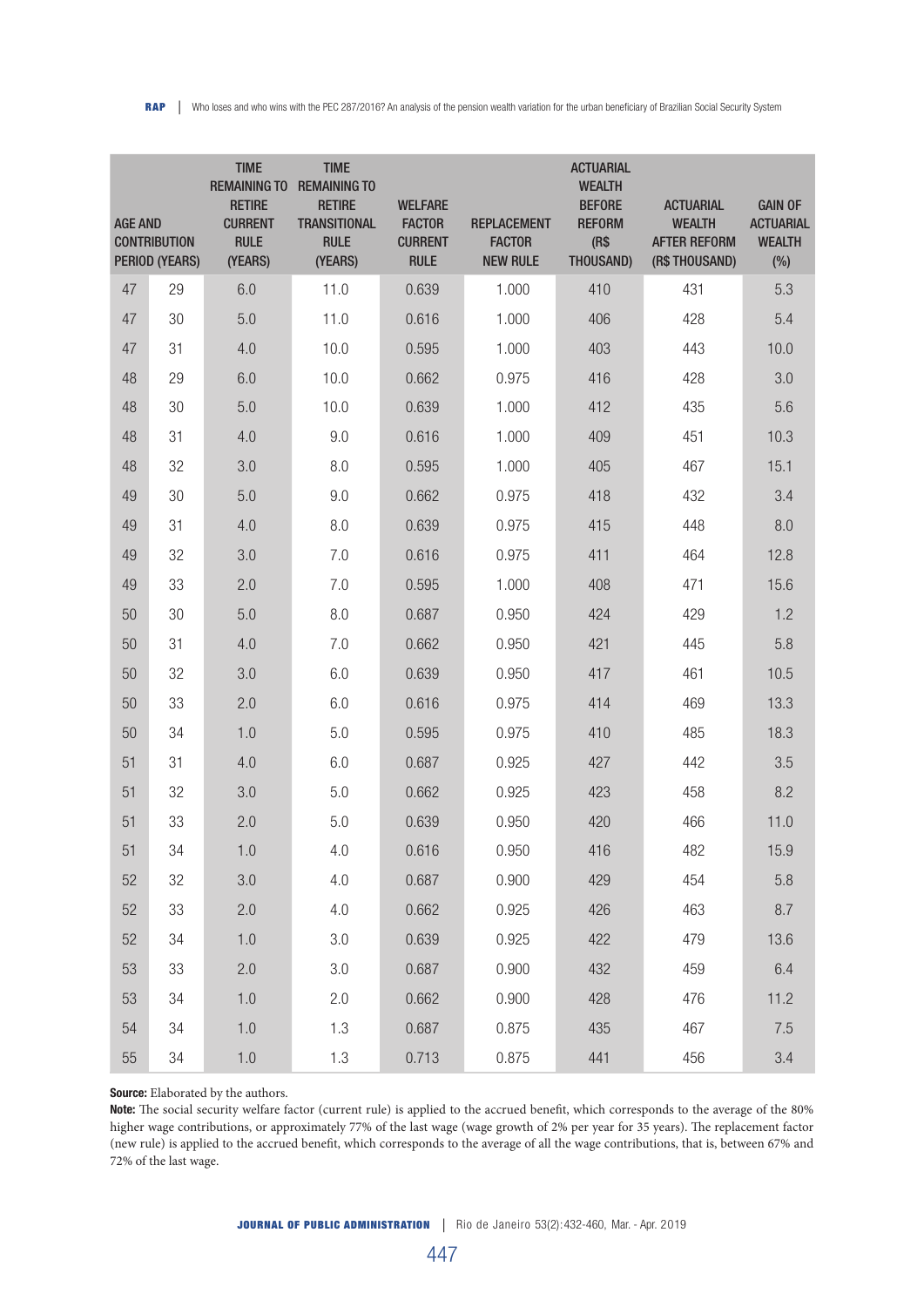| AGE AND CONTRIBUTION PERIOD (YEARS) | | TIME REMAINING TO RETIRE CURRENT RULE (YEARS) | TIME REMAINING TO RETIRE TRANSITIONAL RULE (YEARS) | WELFARE FACTOR CURRENT RULE | REPLACEMENT FACTOR NEW RULE | ACTUARIAL WEALTH BEFORE REFORM (R$ THOUSAND) | ACTUARIAL WEALTH AFTER REFORM (R$ THOUSAND) | GAIN OF ACTUARIAL WEALTH (%) |
|---|---|---|---|---|---|---|---|---|
| 47 | 29 | 6.0 | 11.0 | 0.639 | 1.000 | 410 | 431 | 5.3 |
| 47 | 30 | 5.0 | 11.0 | 0.616 | 1.000 | 406 | 428 | 5.4 |
| 47 | 31 | 4.0 | 10.0 | 0.595 | 1.000 | 403 | 443 | 10.0 |
| 48 | 29 | 6.0 | 10.0 | 0.662 | 0.975 | 416 | 428 | 3.0 |
| 48 | 30 | 5.0 | 10.0 | 0.639 | 1.000 | 412 | 435 | 5.6 |
| 48 | 31 | 4.0 | 9.0 | 0.616 | 1.000 | 409 | 451 | 10.3 |
| 48 | 32 | 3.0 | 8.0 | 0.595 | 1.000 | 405 | 467 | 15.1 |
| 49 | 30 | 5.0 | 9.0 | 0.662 | 0.975 | 418 | 432 | 3.4 |
| 49 | 31 | 4.0 | 8.0 | 0.639 | 0.975 | 415 | 448 | 8.0 |
| 49 | 32 | 3.0 | 7.0 | 0.616 | 0.975 | 411 | 464 | 12.8 |
| 49 | 33 | 2.0 | 7.0 | 0.595 | 1.000 | 408 | 471 | 15.6 |
| 50 | 30 | 5.0 | 8.0 | 0.687 | 0.950 | 424 | 429 | 1.2 |
| 50 | 31 | 4.0 | 7.0 | 0.662 | 0.950 | 421 | 445 | 5.8 |
| 50 | 32 | 3.0 | 6.0 | 0.639 | 0.950 | 417 | 461 | 10.5 |
| 50 | 33 | 2.0 | 6.0 | 0.616 | 0.975 | 414 | 469 | 13.3 |
| 50 | 34 | 1.0 | 5.0 | 0.595 | 0.975 | 410 | 485 | 18.3 |
| 51 | 31 | 4.0 | 6.0 | 0.687 | 0.925 | 427 | 442 | 3.5 |
| 51 | 32 | 3.0 | 5.0 | 0.662 | 0.925 | 423 | 458 | 8.2 |
| 51 | 33 | 2.0 | 5.0 | 0.639 | 0.950 | 420 | 466 | 11.0 |
| 51 | 34 | 1.0 | 4.0 | 0.616 | 0.950 | 416 | 482 | 15.9 |
| 52 | 32 | 3.0 | 4.0 | 0.687 | 0.900 | 429 | 454 | 5.8 |
| 52 | 33 | 2.0 | 4.0 | 0.662 | 0.925 | 426 | 463 | 8.7 |
| 52 | 34 | 1.0 | 3.0 | 0.639 | 0.925 | 422 | 479 | 13.6 |
| 53 | 33 | 2.0 | 3.0 | 0.687 | 0.900 | 432 | 459 | 6.4 |
| 53 | 34 | 1.0 | 2.0 | 0.662 | 0.900 | 428 | 476 | 11.2 |
| 54 | 34 | 1.0 | 1.3 | 0.687 | 0.875 | 435 | 467 | 7.5 |
| 55 | 34 | 1.0 | 1.3 | 0.713 | 0.875 | 441 | 456 | 3.4 |

**Source:** Elaborated by the authors.

**Note:** The social security welfare factor (current rule) is applied to the accrued benefit, which corresponds to the average of the 80% higher wage contributions, or approximately 77% of the last wage (wage growth of 2% per year for 35 years). The replacement factor (new rule) is applied to the accrued benefit, which corresponds to the average of all the wage contributions, that is, between 67% and 72% of the last wage.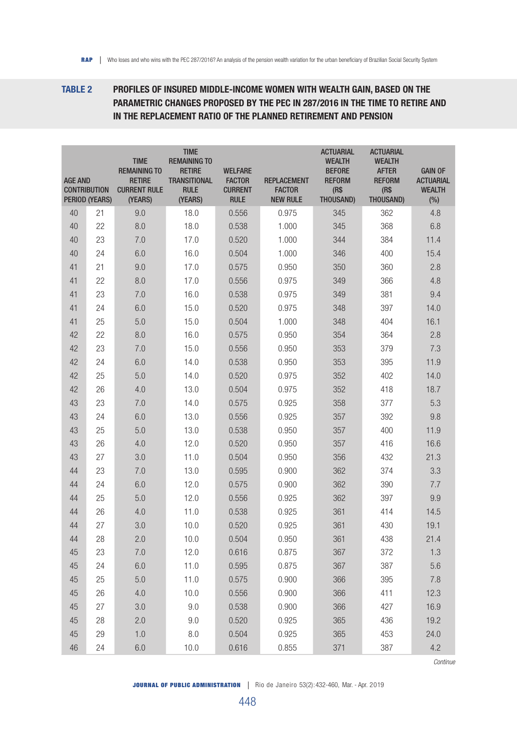**TABLE 2 PROFILES OF INSURED MIDDLE-INCOME WOMEN WITH WEALTH GAIN, BASED ON THE PARAMETRIC CHANGES PROPOSED BY THE PEC IN 287/2016 IN THE TIME TO RETIRE AND IN THE REPLACEMENT RATIO OF THE PLANNED RETIREMENT AND PENSION**

| AGE AND CONTRIBUTION PERIOD (YEARS) | | TIME REMAINING TO RETIRE CURRENT RULE (YEARS) | TIME REMAINING TO RETIRE TRANSITIONAL RULE (YEARS) | WELFARE FACTOR CURRENT RULE | REPLACEMENT FACTOR NEW RULE | ACTUARIAL WEALTH BEFORE REFORM (R$ THOUSAND) | ACTUARIAL WEALTH AFTER REFORM (R$ THOUSAND) | GAIN OF ACTUARIAL WEALTH (%) |
|---|---|---|---|---|---|---|---|---|
| 40 | 21 | 9.0 | 18.0 | 0.556 | 0.975 | 345 | 362 | 4.8 |
| 40 | 22 | 8.0 | 18.0 | 0.538 | 1.000 | 345 | 368 | 6.8 |
| 40 | 23 | 7.0 | 17.0 | 0.520 | 1.000 | 344 | 384 | 11.4 |
| 40 | 24 | 6.0 | 16.0 | 0.504 | 1.000 | 346 | 400 | 15.4 |
| 41 | 21 | 9.0 | 17.0 | 0.575 | 0.950 | 350 | 360 | 2.8 |
| 41 | 22 | 8.0 | 17.0 | 0.556 | 0.975 | 349 | 366 | 4.8 |
| 41 | 23 | 7.0 | 16.0 | 0.538 | 0.975 | 349 | 381 | 9.4 |
| 41 | 24 | 6.0 | 15.0 | 0.520 | 0.975 | 348 | 397 | 14.0 |
| 41 | 25 | 5.0 | 15.0 | 0.504 | 1.000 | 348 | 404 | 16.1 |
| 42 | 22 | 8.0 | 16.0 | 0.575 | 0.950 | 354 | 364 | 2.8 |
| 42 | 23 | 7.0 | 15.0 | 0.556 | 0.950 | 353 | 379 | 7.3 |
| 42 | 24 | 6.0 | 14.0 | 0.538 | 0.950 | 353 | 395 | 11.9 |
| 42 | 25 | 5.0 | 14.0 | 0.520 | 0.975 | 352 | 402 | 14.0 |
| 42 | 26 | 4.0 | 13.0 | 0.504 | 0.975 | 352 | 418 | 18.7 |
| 43 | 23 | 7.0 | 14.0 | 0.575 | 0.925 | 358 | 377 | 5.3 |
| 43 | 24 | 6.0 | 13.0 | 0.556 | 0.925 | 357 | 392 | 9.8 |
| 43 | 25 | 5.0 | 13.0 | 0.538 | 0.950 | 357 | 400 | 11.9 |
| 43 | 26 | 4.0 | 12.0 | 0.520 | 0.950 | 357 | 416 | 16.6 |
| 43 | 27 | 3.0 | 11.0 | 0.504 | 0.950 | 356 | 432 | 21.3 |
| 44 | 23 | 7.0 | 13.0 | 0.595 | 0.900 | 362 | 374 | 3.3 |
| 44 | 24 | 6.0 | 12.0 | 0.575 | 0.900 | 362 | 390 | 7.7 |
| 44 | 25 | 5.0 | 12.0 | 0.556 | 0.925 | 362 | 397 | 9.9 |
| 44 | 26 | 4.0 | 11.0 | 0.538 | 0.925 | 361 | 414 | 14.5 |
| 44 | 27 | 3.0 | 10.0 | 0.520 | 0.925 | 361 | 430 | 19.1 |
| 44 | 28 | 2.0 | 10.0 | 0.504 | 0.950 | 361 | 438 | 21.4 |
| 45 | 23 | 7.0 | 12.0 | 0.616 | 0.875 | 367 | 372 | 1.3 |
| 45 | 24 | 6.0 | 11.0 | 0.595 | 0.875 | 367 | 387 | 5.6 |
| 45 | 25 | 5.0 | 11.0 | 0.575 | 0.900 | 366 | 395 | 7.8 |
| 45 | 26 | 4.0 | 10.0 | 0.556 | 0.900 | 366 | 411 | 12.3 |
| 45 | 27 | 3.0 | 9.0 | 0.538 | 0.900 | 366 | 427 | 16.9 |
| 45 | 28 | 2.0 | 9.0 | 0.520 | 0.925 | 365 | 436 | 19.2 |
| 45 | 29 | 1.0 | 8.0 | 0.504 | 0.925 | 365 | 453 | 24.0 |
| 46 | 24 | 6.0 | 10.0 | 0.616 | 0.855 | 371 | 387 | 4.2 |

*Continue*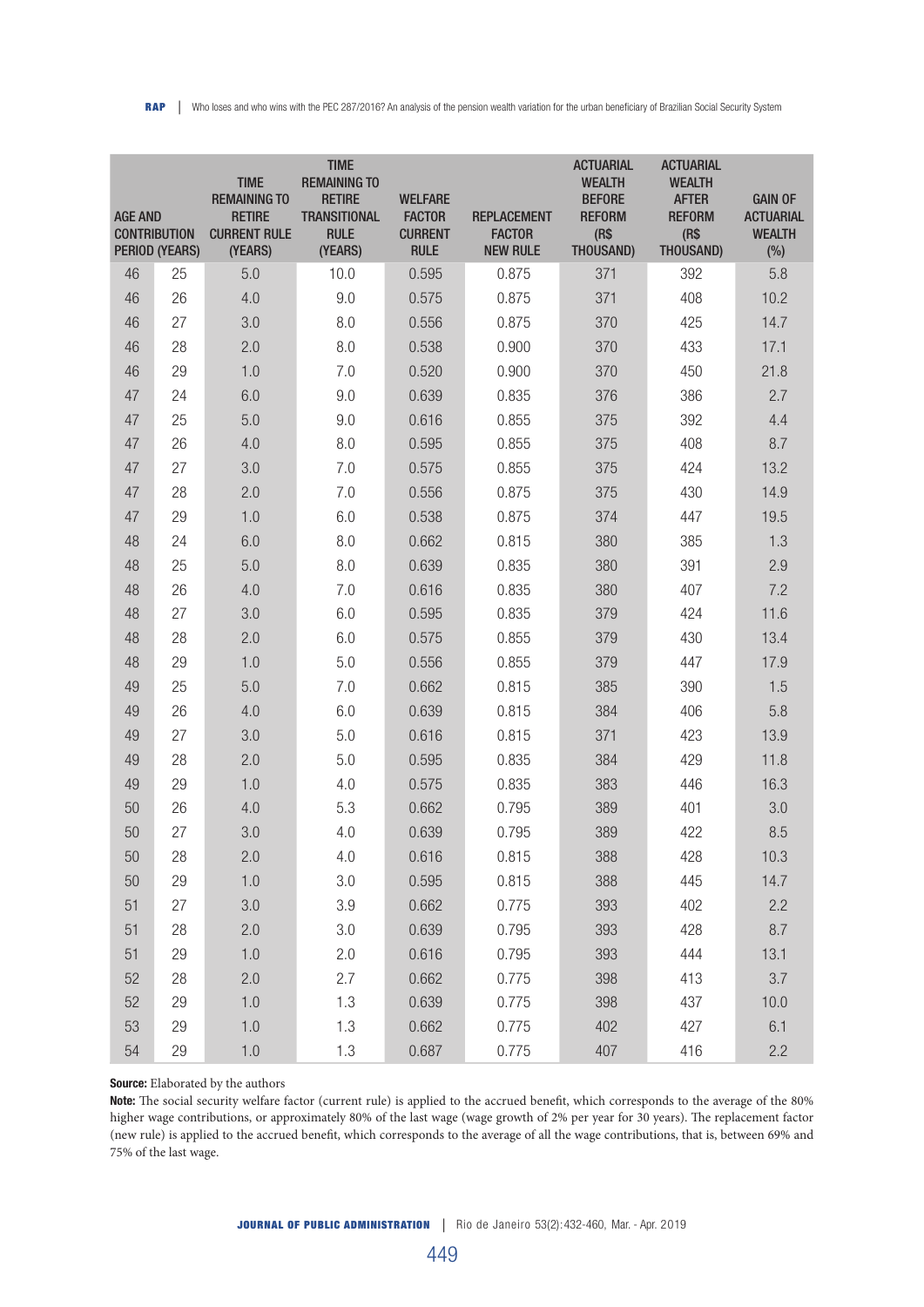| AGE AND CONTRIBUTION PERIOD (YEARS) | | TIME REMAINING TO RETIRE CURRENT RULE (YEARS) | TIME REMAINING TO RETIRE TRANSITIONAL RULE (YEARS) | WELFARE FACTOR CURRENT RULE | REPLACEMENT FACTOR NEW RULE | ACTUARIAL WEALTH BEFORE REFORM (R$ THOUSAND) | ACTUARIAL WEALTH AFTER REFORM (R$ THOUSAND) | GAIN OF ACTUARIAL WEALTH (%) |
|---|---|---|---|---|---|---|---|---|
| 46 | 25 | 5.0 | 10.0 | 0.595 | 0.875 | 371 | 392 | 5.8 |
| 46 | 26 | 4.0 | 9.0 | 0.575 | 0.875 | 371 | 408 | 10.2 |
| 46 | 27 | 3.0 | 8.0 | 0.556 | 0.875 | 370 | 425 | 14.7 |
| 46 | 28 | 2.0 | 8.0 | 0.538 | 0.900 | 370 | 433 | 17.1 |
| 46 | 29 | 1.0 | 7.0 | 0.520 | 0.900 | 370 | 450 | 21.8 |
| 47 | 24 | 6.0 | 9.0 | 0.639 | 0.835 | 376 | 386 | 2.7 |
| 47 | 25 | 5.0 | 9.0 | 0.616 | 0.855 | 375 | 392 | 4.4 |
| 47 | 26 | 4.0 | 8.0 | 0.595 | 0.855 | 375 | 408 | 8.7 |
| 47 | 27 | 3.0 | 7.0 | 0.575 | 0.855 | 375 | 424 | 13.2 |
| 47 | 28 | 2.0 | 7.0 | 0.556 | 0.875 | 375 | 430 | 14.9 |
| 47 | 29 | 1.0 | 6.0 | 0.538 | 0.875 | 374 | 447 | 19.5 |
| 48 | 24 | 6.0 | 8.0 | 0.662 | 0.815 | 380 | 385 | 1.3 |
| 48 | 25 | 5.0 | 8.0 | 0.639 | 0.835 | 380 | 391 | 2.9 |
| 48 | 26 | 4.0 | 7.0 | 0.616 | 0.835 | 380 | 407 | 7.2 |
| 48 | 27 | 3.0 | 6.0 | 0.595 | 0.835 | 379 | 424 | 11.6 |
| 48 | 28 | 2.0 | 6.0 | 0.575 | 0.855 | 379 | 430 | 13.4 |
| 48 | 29 | 1.0 | 5.0 | 0.556 | 0.855 | 379 | 447 | 17.9 |
| 49 | 25 | 5.0 | 7.0 | 0.662 | 0.815 | 385 | 390 | 1.5 |
| 49 | 26 | 4.0 | 6.0 | 0.639 | 0.815 | 384 | 406 | 5.8 |
| 49 | 27 | 3.0 | 5.0 | 0.616 | 0.815 | 371 | 423 | 13.9 |
| 49 | 28 | 2.0 | 5.0 | 0.595 | 0.835 | 384 | 429 | 11.8 |
| 49 | 29 | 1.0 | 4.0 | 0.575 | 0.835 | 383 | 446 | 16.3 |
| 50 | 26 | 4.0 | 5.3 | 0.662 | 0.795 | 389 | 401 | 3.0 |
| 50 | 27 | 3.0 | 4.0 | 0.639 | 0.795 | 389 | 422 | 8.5 |
| 50 | 28 | 2.0 | 4.0 | 0.616 | 0.815 | 388 | 428 | 10.3 |
| 50 | 29 | 1.0 | 3.0 | 0.595 | 0.815 | 388 | 445 | 14.7 |
| 51 | 27 | 3.0 | 3.9 | 0.662 | 0.775 | 393 | 402 | 2.2 |
| 51 | 28 | 2.0 | 3.0 | 0.639 | 0.795 | 393 | 428 | 8.7 |
| 51 | 29 | 1.0 | 2.0 | 0.616 | 0.795 | 393 | 444 | 13.1 |
| 52 | 28 | 2.0 | 2.7 | 0.662 | 0.775 | 398 | 413 | 3.7 |
| 52 | 29 | 1.0 | 1.3 | 0.639 | 0.775 | 398 | 437 | 10.0 |
| 53 | 29 | 1.0 | 1.3 | 0.662 | 0.775 | 402 | 427 | 6.1 |
| 54 | 29 | 1.0 | 1.3 | 0.687 | 0.775 | 407 | 416 | 2.2 |

**Source:** Elaborated by the authors

**Note:** The social security welfare factor (current rule) is applied to the accrued benefit, which corresponds to the average of the 80% higher wage contributions, or approximately 80% of the last wage (wage growth of 2% per year for 30 years). The replacement factor (new rule) is applied to the accrued benefit, which corresponds to the average of all the wage contributions, that is, between 69% and 75% of the last wage.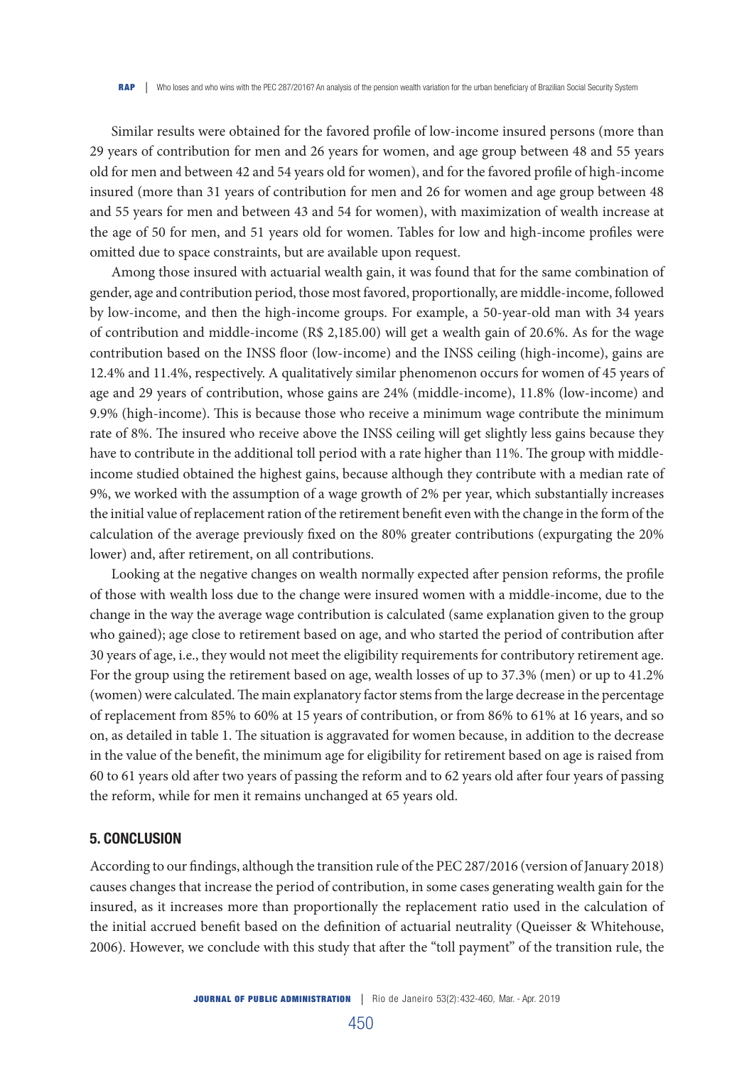Similar results were obtained for the favored profile of low-income insured persons (more than 29 years of contribution for men and 26 years for women, and age group between 48 and 55 years old for men and between 42 and 54 years old for women), and for the favored profile of high-income insured (more than 31 years of contribution for men and 26 for women and age group between 48 and 55 years for men and between 43 and 54 for women), with maximization of wealth increase at the age of 50 for men, and 51 years old for women. Tables for low and high-income profiles were omitted due to space constraints, but are available upon request.

Among those insured with actuarial wealth gain, it was found that for the same combination of gender, age and contribution period, those most favored, proportionally, are middle-income, followed by low-income, and then the high-income groups. For example, a 50-year-old man with 34 years of contribution and middle-income (R$ 2,185.00) will get a wealth gain of 20.6%. As for the wage contribution based on the INSS floor (low-income) and the INSS ceiling (high-income), gains are 12.4% and 11.4%, respectively. A qualitatively similar phenomenon occurs for women of 45 years of age and 29 years of contribution, whose gains are 24% (middle-income), 11.8% (low-income) and 9.9% (high-income). This is because those who receive a minimum wage contribute the minimum rate of 8%. The insured who receive above the INSS ceiling will get slightly less gains because they have to contribute in the additional toll period with a rate higher than 11%. The group with middle-income studied obtained the highest gains, because although they contribute with a median rate of 9%, we worked with the assumption of a wage growth of 2% per year, which substantially increases the initial value of replacement ration of the retirement benefit even with the change in the form of the calculation of the average previously fixed on the 80% greater contributions (expurgating the 20% lower) and, after retirement, on all contributions.

Looking at the negative changes on wealth normally expected after pension reforms, the profile of those with wealth loss due to the change were insured women with a middle-income, due to the change in the way the average wage contribution is calculated (same explanation given to the group who gained); age close to retirement based on age, and who started the period of contribution after 30 years of age, i.e., they would not meet the eligibility requirements for contributory retirement age. For the group using the retirement based on age, wealth losses of up to 37.3% (men) or up to 41.2% (women) were calculated. The main explanatory factor stems from the large decrease in the percentage of replacement from 85% to 60% at 15 years of contribution, or from 86% to 61% at 16 years, and so on, as detailed in table 1. The situation is aggravated for women because, in addition to the decrease in the value of the benefit, the minimum age for eligibility for retirement based on age is raised from 60 to 61 years old after two years of passing the reform and to 62 years old after four years of passing the reform, while for men it remains unchanged at 65 years old.

## 5. CONCLUSION

According to our findings, although the transition rule of the PEC 287/2016 (version of January 2018) causes changes that increase the period of contribution, in some cases generating wealth gain for the insured, as it increases more than proportionally the replacement ratio used in the calculation of the initial accrued benefit based on the definition of actuarial neutrality (Queisser & Whitehouse, 2006). However, we conclude with this study that after the "toll payment" of the transition rule, the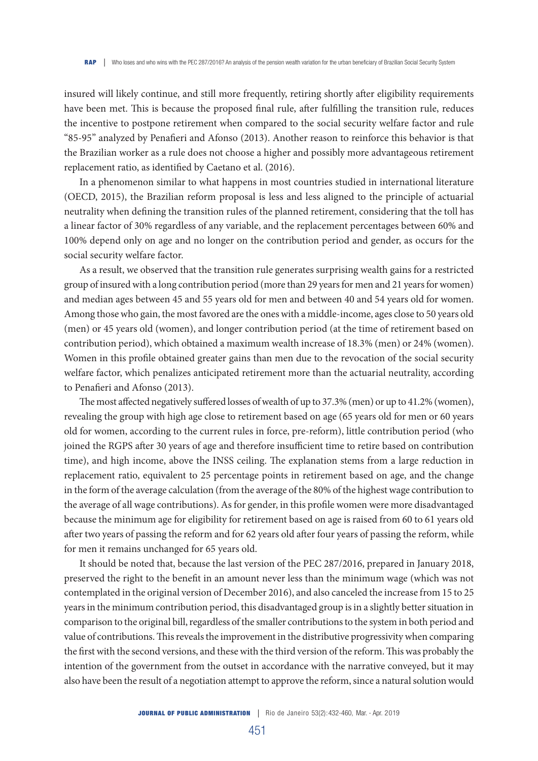insured will likely continue, and still more frequently, retiring shortly after eligibility requirements have been met. This is because the proposed final rule, after fulfilling the transition rule, reduces the incentive to postpone retirement when compared to the social security welfare factor and rule "85-95" analyzed by Penafieri and Afonso (2013). Another reason to reinforce this behavior is that the Brazilian worker as a rule does not choose a higher and possibly more advantageous retirement replacement ratio, as identified by Caetano et al. (2016).

In a phenomenon similar to what happens in most countries studied in international literature (OECD, 2015), the Brazilian reform proposal is less and less aligned to the principle of actuarial neutrality when defining the transition rules of the planned retirement, considering that the toll has a linear factor of 30% regardless of any variable, and the replacement percentages between 60% and 100% depend only on age and no longer on the contribution period and gender, as occurs for the social security welfare factor.

As a result, we observed that the transition rule generates surprising wealth gains for a restricted group of insured with a long contribution period (more than 29 years for men and 21 years for women) and median ages between 45 and 55 years old for men and between 40 and 54 years old for women. Among those who gain, the most favored are the ones with a middle-income, ages close to 50 years old (men) or 45 years old (women), and longer contribution period (at the time of retirement based on contribution period), which obtained a maximum wealth increase of 18.3% (men) or 24% (women). Women in this profile obtained greater gains than men due to the revocation of the social security welfare factor, which penalizes anticipated retirement more than the actuarial neutrality, according to Penafieri and Afonso (2013).

The most affected negatively suffered losses of wealth of up to 37.3% (men) or up to 41.2% (women), revealing the group with high age close to retirement based on age (65 years old for men or 60 years old for women, according to the current rules in force, pre-reform), little contribution period (who joined the RGPS after 30 years of age and therefore insufficient time to retire based on contribution time), and high income, above the INSS ceiling. The explanation stems from a large reduction in replacement ratio, equivalent to 25 percentage points in retirement based on age, and the change in the form of the average calculation (from the average of the 80% of the highest wage contribution to the average of all wage contributions). As for gender, in this profile women were more disadvantaged because the minimum age for eligibility for retirement based on age is raised from 60 to 61 years old after two years of passing the reform and for 62 years old after four years of passing the reform, while for men it remains unchanged for 65 years old.

It should be noted that, because the last version of the PEC 287/2016, prepared in January 2018, preserved the right to the benefit in an amount never less than the minimum wage (which was not contemplated in the original version of December 2016), and also canceled the increase from 15 to 25 years in the minimum contribution period, this disadvantaged group is in a slightly better situation in comparison to the original bill, regardless of the smaller contributions to the system in both period and value of contributions. This reveals the improvement in the distributive progressivity when comparing the first with the second versions, and these with the third version of the reform. This was probably the intention of the government from the outset in accordance with the narrative conveyed, but it may also have been the result of a negotiation attempt to approve the reform, since a natural solution would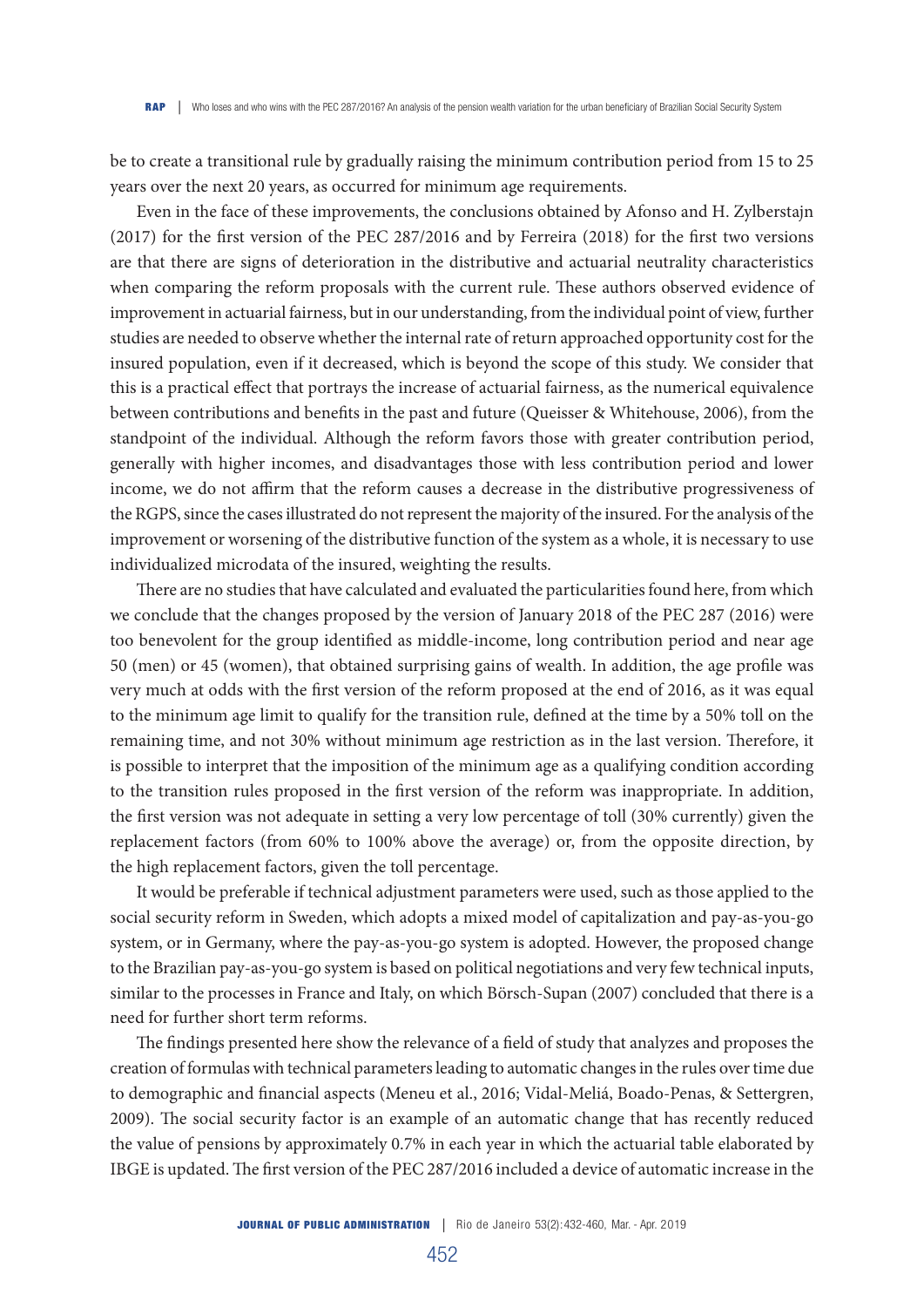be to create a transitional rule by gradually raising the minimum contribution period from 15 to 25 years over the next 20 years, as occurred for minimum age requirements.

Even in the face of these improvements, the conclusions obtained by Afonso and H. Zylberstajn (2017) for the first version of the PEC 287/2016 and by Ferreira (2018) for the first two versions are that there are signs of deterioration in the distributive and actuarial neutrality characteristics when comparing the reform proposals with the current rule. These authors observed evidence of improvement in actuarial fairness, but in our understanding, from the individual point of view, further studies are needed to observe whether the internal rate of return approached opportunity cost for the insured population, even if it decreased, which is beyond the scope of this study. We consider that this is a practical effect that portrays the increase of actuarial fairness, as the numerical equivalence between contributions and benefits in the past and future (Queisser & Whitehouse, 2006), from the standpoint of the individual. Although the reform favors those with greater contribution period, generally with higher incomes, and disadvantages those with less contribution period and lower income, we do not affirm that the reform causes a decrease in the distributive progressiveness of the RGPS, since the cases illustrated do not represent the majority of the insured. For the analysis of the improvement or worsening of the distributive function of the system as a whole, it is necessary to use individualized microdata of the insured, weighting the results.

There are no studies that have calculated and evaluated the particularities found here, from which we conclude that the changes proposed by the version of January 2018 of the PEC 287 (2016) were too benevolent for the group identified as middle-income, long contribution period and near age 50 (men) or 45 (women), that obtained surprising gains of wealth. In addition, the age profile was very much at odds with the first version of the reform proposed at the end of 2016, as it was equal to the minimum age limit to qualify for the transition rule, defined at the time by a 50% toll on the remaining time, and not 30% without minimum age restriction as in the last version. Therefore, it is possible to interpret that the imposition of the minimum age as a qualifying condition according to the transition rules proposed in the first version of the reform was inappropriate. In addition, the first version was not adequate in setting a very low percentage of toll (30% currently) given the replacement factors (from 60% to 100% above the average) or, from the opposite direction, by the high replacement factors, given the toll percentage.

It would be preferable if technical adjustment parameters were used, such as those applied to the social security reform in Sweden, which adopts a mixed model of capitalization and pay-as-you-go system, or in Germany, where the pay-as-you-go system is adopted. However, the proposed change to the Brazilian pay-as-you-go system is based on political negotiations and very few technical inputs, similar to the processes in France and Italy, on which Börsch-Supan (2007) concluded that there is a need for further short term reforms.

The findings presented here show the relevance of a field of study that analyzes and proposes the creation of formulas with technical parameters leading to automatic changes in the rules over time due to demographic and financial aspects (Meneu et al., 2016; Vidal-Meliá, Boado-Penas, & Settergren, 2009). The social security factor is an example of an automatic change that has recently reduced the value of pensions by approximately 0.7% in each year in which the actuarial table elaborated by IBGE is updated. The first version of the PEC 287/2016 included a device of automatic increase in the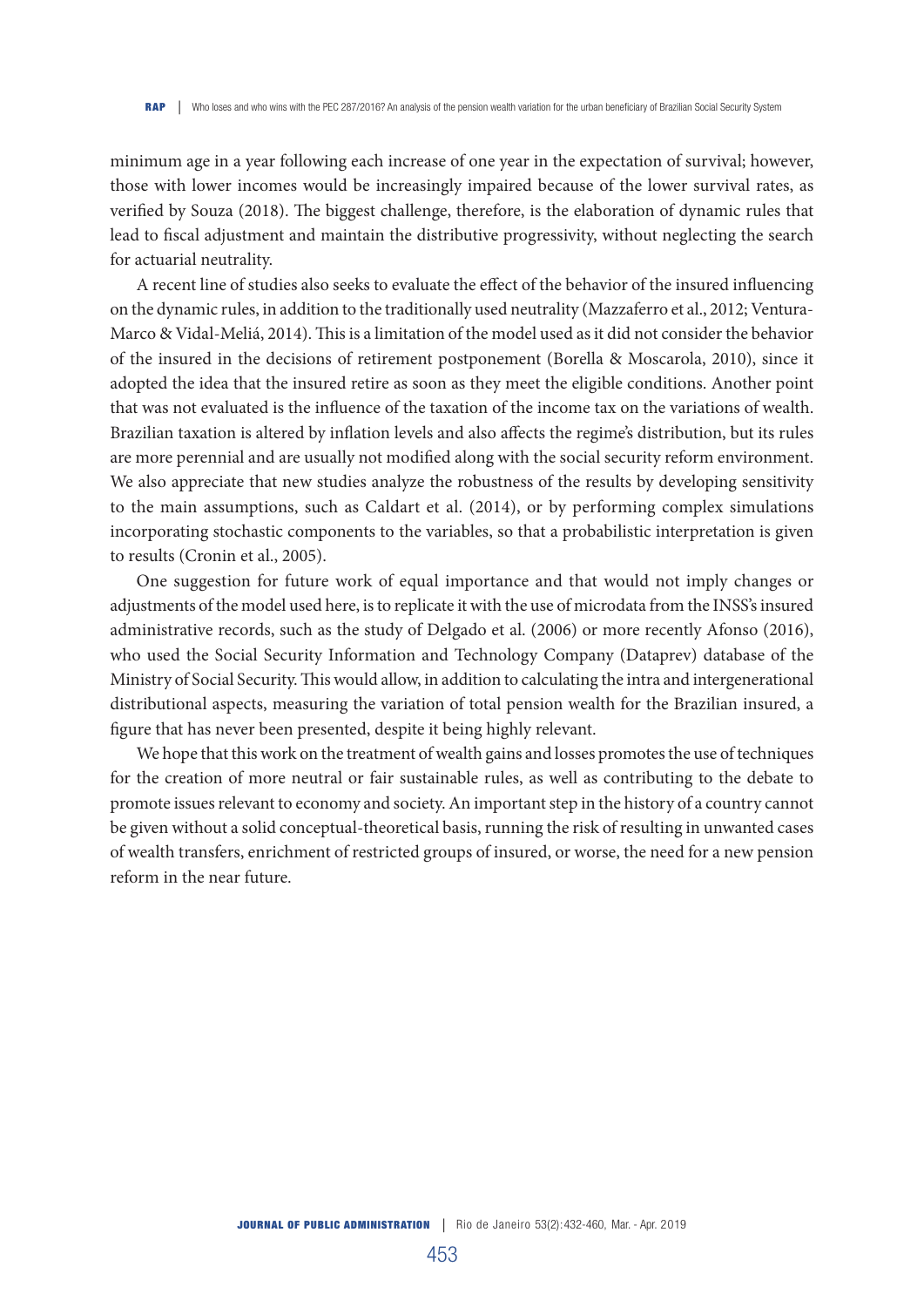minimum age in a year following each increase of one year in the expectation of survival; however, those with lower incomes would be increasingly impaired because of the lower survival rates, as verified by Souza (2018). The biggest challenge, therefore, is the elaboration of dynamic rules that lead to fiscal adjustment and maintain the distributive progressivity, without neglecting the search for actuarial neutrality.

A recent line of studies also seeks to evaluate the effect of the behavior of the insured influencing on the dynamic rules, in addition to the traditionally used neutrality (Mazzaferro et al., 2012; Ventura-Marco & Vidal-Meliá, 2014). This is a limitation of the model used as it did not consider the behavior of the insured in the decisions of retirement postponement (Borella & Moscarola, 2010), since it adopted the idea that the insured retire as soon as they meet the eligible conditions. Another point that was not evaluated is the influence of the taxation of the income tax on the variations of wealth. Brazilian taxation is altered by inflation levels and also affects the regime's distribution, but its rules are more perennial and are usually not modified along with the social security reform environment. We also appreciate that new studies analyze the robustness of the results by developing sensitivity to the main assumptions, such as Caldart et al. (2014), or by performing complex simulations incorporating stochastic components to the variables, so that a probabilistic interpretation is given to results (Cronin et al., 2005).

One suggestion for future work of equal importance and that would not imply changes or adjustments of the model used here, is to replicate it with the use of microdata from the INSS's insured administrative records, such as the study of Delgado et al. (2006) or more recently Afonso (2016), who used the Social Security Information and Technology Company (Dataprev) database of the Ministry of Social Security. This would allow, in addition to calculating the intra and intergenerational distributional aspects, measuring the variation of total pension wealth for the Brazilian insured, a figure that has never been presented, despite it being highly relevant.

We hope that this work on the treatment of wealth gains and losses promotes the use of techniques for the creation of more neutral or fair sustainable rules, as well as contributing to the debate to promote issues relevant to economy and society. An important step in the history of a country cannot be given without a solid conceptual-theoretical basis, running the risk of resulting in unwanted cases of wealth transfers, enrichment of restricted groups of insured, or worse, the need for a new pension reform in the near future.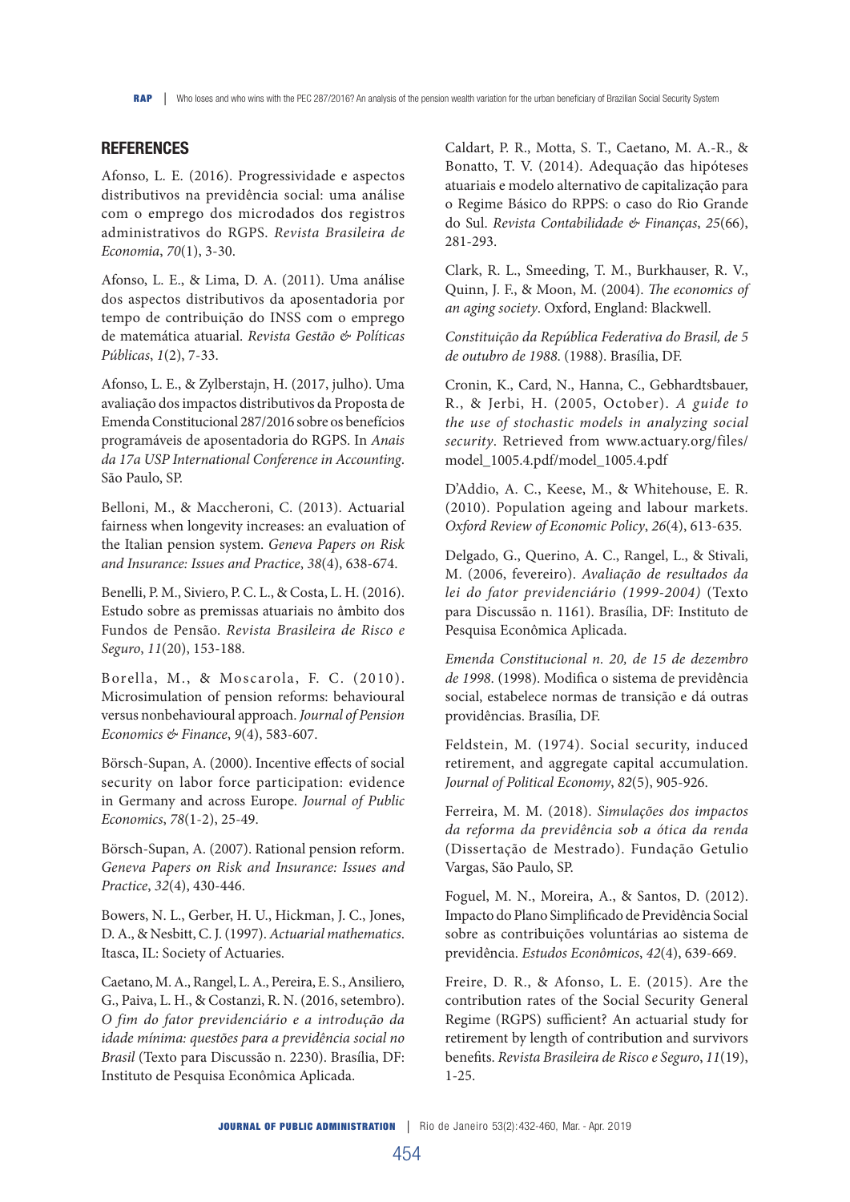## REFERENCES

Afonso, L. E. (2016). Progressividade e aspectos distributivos na previdência social: uma análise com o emprego dos microdados dos registros administrativos do RGPS. *Revista Brasileira de Economia*, *70*(1), 3-30.

Afonso, L. E., & Lima, D. A. (2011). Uma análise dos aspectos distributivos da aposentadoria por tempo de contribuição do INSS com o emprego de matemática atuarial. *Revista Gestão & Políticas Públicas*, *1*(2), 7-33.

Afonso, L. E., & Zylberstajn, H. (2017, julho). Uma avaliação dos impactos distributivos da Proposta de Emenda Constitucional 287/2016 sobre os benefícios programáveis de aposentadoria do RGPS. In *Anais da 17a USP International Conference in Accounting*. São Paulo, SP.

Belloni, M., & Maccheroni, C. (2013). Actuarial fairness when longevity increases: an evaluation of the Italian pension system. *Geneva Papers on Risk and Insurance: Issues and Practice*, *38*(4), 638-674.

Benelli, P. M., Siviero, P. C. L., & Costa, L. H. (2016). Estudo sobre as premissas atuariais no âmbito dos Fundos de Pensão. *Revista Brasileira de Risco e Seguro*, *11*(20), 153-188.

Borella, M., & Moscarola, F. C. (2010). Microsimulation of pension reforms: behavioural versus nonbehavioural approach. *Journal of Pension Economics & Finance*, *9*(4), 583-607.

Börsch-Supan, A. (2000). Incentive effects of social security on labor force participation: evidence in Germany and across Europe. *Journal of Public Economics*, *78*(1-2), 25-49.

Börsch-Supan, A. (2007). Rational pension reform. *Geneva Papers on Risk and Insurance: Issues and Practice*, *32*(4), 430-446.

Bowers, N. L., Gerber, H. U., Hickman, J. C., Jones, D. A., & Nesbitt, C. J. (1997). *Actuarial mathematics*. Itasca, IL: Society of Actuaries.

Caetano, M. A., Rangel, L. A., Pereira, E. S., Ansiliero, G., Paiva, L. H., & Costanzi, R. N. (2016, setembro). *O fim do fator previdenciário e a introdução da idade mínima: questões para a previdência social no Brasil* (Texto para Discussão n. 2230). Brasília, DF: Instituto de Pesquisa Econômica Aplicada.

Caldart, P. R., Motta, S. T., Caetano, M. A.-R., & Bonatto, T. V. (2014). Adequação das hipóteses atuariais e modelo alternativo de capitalização para o Regime Básico do RPPS: o caso do Rio Grande do Sul. *Revista Contabilidade & Finanças*, *25*(66), 281-293.

Clark, R. L., Smeeding, T. M., Burkhauser, R. V., Quinn, J. F., & Moon, M. (2004). *The economics of an aging society*. Oxford, England: Blackwell.

*Constituição da República Federativa do Brasil, de 5 de outubro de 1988*. (1988). Brasília, DF.

Cronin, K., Card, N., Hanna, C., Gebhardtsbauer, R., & Jerbi, H. (2005, October). *A guide to the use of stochastic models in analyzing social security*. Retrieved from www.actuary.org/files/model_1005.4.pdf/model_1005.4.pdf

D'Addio, A. C., Keese, M., & Whitehouse, E. R. (2010). Population ageing and labour markets. *Oxford Review of Economic Policy*, *26*(4), 613-635.

Delgado, G., Querino, A. C., Rangel, L., & Stivali, M. (2006, fevereiro). *Avaliação de resultados da lei do fator previdenciário (1999-2004)* (Texto para Discussão n. 1161). Brasília, DF: Instituto de Pesquisa Econômica Aplicada.

*Emenda Constitucional n. 20, de 15 de dezembro de 1998*. (1998). Modifica o sistema de previdência social, estabelece normas de transição e dá outras providências. Brasília, DF.

Feldstein, M. (1974). Social security, induced retirement, and aggregate capital accumulation. *Journal of Political Economy*, *82*(5), 905-926.

Ferreira, M. M. (2018). *Simulações dos impactos da reforma da previdência sob a ótica da renda* (Dissertação de Mestrado). Fundação Getulio Vargas, São Paulo, SP.

Foguel, M. N., Moreira, A., & Santos, D. (2012). Impacto do Plano Simplificado de Previdência Social sobre as contribuições voluntárias ao sistema de previdência. *Estudos Econômicos*, *42*(4), 639-669.

Freire, D. R., & Afonso, L. E. (2015). Are the contribution rates of the Social Security General Regime (RGPS) sufficient? An actuarial study for retirement by length of contribution and survivors benefits. *Revista Brasileira de Risco e Seguro*, *11*(19), 1-25.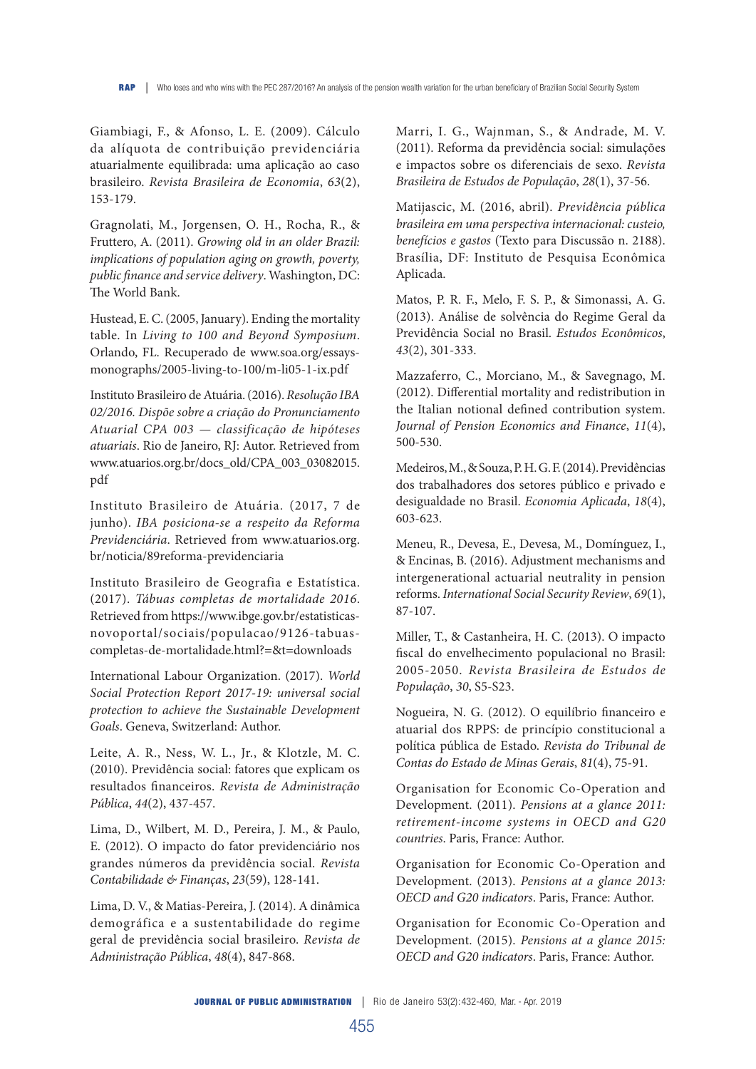Giambiagi, F., & Afonso, L. E. (2009). Cálculo da alíquota de contribuição previdenciária atuarialmente equilibrada: uma aplicação ao caso brasileiro. *Revista Brasileira de Economia*, *63*(2), 153-179.

Gragnolati, M., Jorgensen, O. H., Rocha, R., & Fruttero, A. (2011). *Growing old in an older Brazil: implications of population aging on growth, poverty, public finance and service delivery*. Washington, DC: The World Bank.

Hustead, E. C. (2005, January). Ending the mortality table. In *Living to 100 and Beyond Symposium*. Orlando, FL. Recuperado de www.soa.org/essays-monographs/2005-living-to-100/m-li05-1-ix.pdf

Instituto Brasileiro de Atuária. (2016). *Resolução IBA 02/2016. Dispõe sobre a criação do Pronunciamento Atuarial CPA 003 — classificação de hipóteses atuariais*. Rio de Janeiro, RJ: Autor. Retrieved from www.atuarios.org.br/docs_old/CPA_003_03082015.pdf

Instituto Brasileiro de Atuária. (2017, 7 de junho). *IBA posiciona-se a respeito da Reforma Previdenciária*. Retrieved from www.atuarios.org.br/noticia/89reforma-previdenciaria

Instituto Brasileiro de Geografia e Estatística. (2017). *Tábuas completas de mortalidade 2016*. Retrieved from https://www.ibge.gov.br/estatisticas-novoportal/sociais/populacao/9126-tabuas-completas-de-mortalidade.html?=&t=downloads

International Labour Organization. (2017). *World Social Protection Report 2017-19: universal social protection to achieve the Sustainable Development Goals*. Geneva, Switzerland: Author.

Leite, A. R., Ness, W. L., Jr., & Klotzle, M. C. (2010). Previdência social: fatores que explicam os resultados financeiros. *Revista de Administração Pública*, *44*(2), 437-457.

Lima, D., Wilbert, M. D., Pereira, J. M., & Paulo, E. (2012). O impacto do fator previdenciário nos grandes números da previdência social. *Revista Contabilidade & Finanças*, *23*(59), 128-141.

Lima, D. V., & Matias-Pereira, J. (2014). A dinâmica demográfica e a sustentabilidade do regime geral de previdência social brasileiro. *Revista de Administração Pública*, *48*(4), 847-868.

Marri, I. G., Wajnman, S., & Andrade, M. V. (2011). Reforma da previdência social: simulações e impactos sobre os diferenciais de sexo. *Revista Brasileira de Estudos de População*, *28*(1), 37-56.

Matijascic, M. (2016, abril). *Previdência pública brasileira em uma perspectiva internacional: custeio, benefícios e gastos* (Texto para Discussão n. 2188). Brasília, DF: Instituto de Pesquisa Econômica Aplicada.

Matos, P. R. F., Melo, F. S. P., & Simonassi, A. G. (2013). Análise de solvência do Regime Geral da Previdência Social no Brasil. *Estudos Econômicos*, *43*(2), 301-333.

Mazzaferro, C., Morciano, M., & Savegnago, M. (2012). Differential mortality and redistribution in the Italian notional defined contribution system. *Journal of Pension Economics and Finance*, *11*(4), 500-530.

Medeiros, M., & Souza, P. H. G. F. (2014). Previdências dos trabalhadores dos setores público e privado e desigualdade no Brasil. *Economia Aplicada*, *18*(4), 603-623.

Meneu, R., Devesa, E., Devesa, M., Domínguez, I., & Encinas, B. (2016). Adjustment mechanisms and intergenerational actuarial neutrality in pension reforms. *International Social Security Review*, *69*(1), 87-107.

Miller, T., & Castanheira, H. C. (2013). O impacto fiscal do envelhecimento populacional no Brasil: 2005-2050. *Revista Brasileira de Estudos de População*, *30*, S5-S23.

Nogueira, N. G. (2012). O equilíbrio financeiro e atuarial dos RPPS: de princípio constitucional a política pública de Estado. *Revista do Tribunal de Contas do Estado de Minas Gerais*, *81*(4), 75-91.

Organisation for Economic Co-Operation and Development. (2011). *Pensions at a glance 2011: retirement-income systems in OECD and G20 countries*. Paris, France: Author.

Organisation for Economic Co-Operation and Development. (2013). *Pensions at a glance 2013: OECD and G20 indicators*. Paris, France: Author.

Organisation for Economic Co-Operation and Development. (2015). *Pensions at a glance 2015: OECD and G20 indicators*. Paris, France: Author.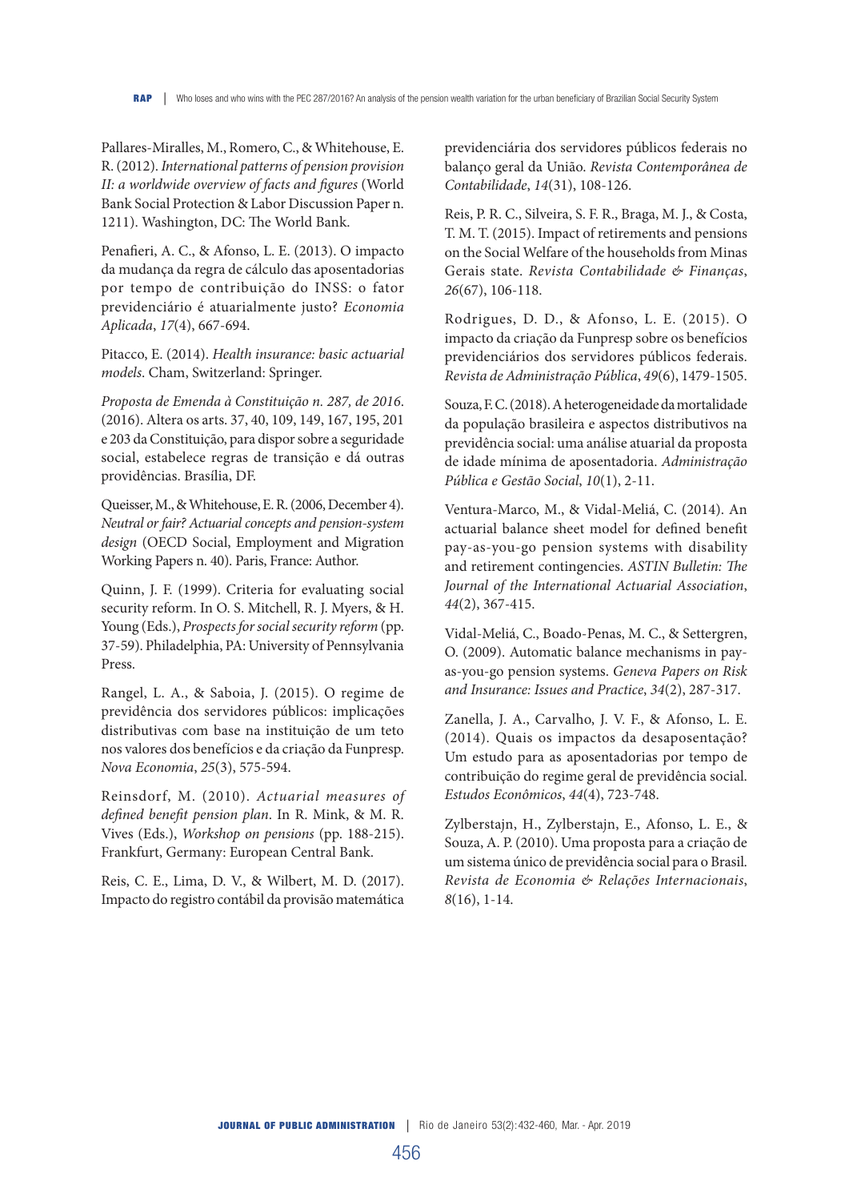Pallares-Miralles, M., Romero, C., & Whitehouse, E. R. (2012). *International patterns of pension provision II: a worldwide overview of facts and figures* (World Bank Social Protection & Labor Discussion Paper n. 1211). Washington, DC: The World Bank.

Penafieri, A. C., & Afonso, L. E. (2013). O impacto da mudança da regra de cálculo das aposentadorias por tempo de contribuição do INSS: o fator previdenciário é atuarialmente justo? *Economia Aplicada*, *17*(4), 667-694.

Pitacco, E. (2014). *Health insurance: basic actuarial models*. Cham, Switzerland: Springer.

*Proposta de Emenda à Constituição n. 287, de 2016*. (2016). Altera os arts. 37, 40, 109, 149, 167, 195, 201 e 203 da Constituição, para dispor sobre a seguridade social, estabelece regras de transição e dá outras providências. Brasília, DF.

Queisser, M., & Whitehouse, E. R. (2006, December 4). *Neutral or fair? Actuarial concepts and pension-system design* (OECD Social, Employment and Migration Working Papers n. 40). Paris, France: Author.

Quinn, J. F. (1999). Criteria for evaluating social security reform. In O. S. Mitchell, R. J. Myers, & H. Young (Eds.), *Prospects for social security reform* (pp. 37-59). Philadelphia, PA: University of Pennsylvania Press.

Rangel, L. A., & Saboia, J. (2015). O regime de previdência dos servidores públicos: implicações distributivas com base na instituição de um teto nos valores dos benefícios e da criação da Funpresp. *Nova Economia*, *25*(3), 575-594.

Reinsdorf, M. (2010). *Actuarial measures of defined benefit pension plan*. In R. Mink, & M. R. Vives (Eds.), *Workshop on pensions* (pp. 188-215). Frankfurt, Germany: European Central Bank.

Reis, C. E., Lima, D. V., & Wilbert, M. D. (2017). Impacto do registro contábil da provisão matemática previdenciária dos servidores públicos federais no balanço geral da União. *Revista Contemporânea de Contabilidade*, *14*(31), 108-126.

Reis, P. R. C., Silveira, S. F. R., Braga, M. J., & Costa, T. M. T. (2015). Impact of retirements and pensions on the Social Welfare of the households from Minas Gerais state. *Revista Contabilidade & Finanças*, *26*(67), 106-118.

Rodrigues, D. D., & Afonso, L. E. (2015). O impacto da criação da Funpresp sobre os benefícios previdenciários dos servidores públicos federais. *Revista de Administração Pública*, *49*(6), 1479-1505.

Souza, F. C. (2018). A heterogeneidade da mortalidade da população brasileira e aspectos distributivos na previdência social: uma análise atuarial da proposta de idade mínima de aposentadoria. *Administração Pública e Gestão Social*, *10*(1), 2-11.

Ventura-Marco, M., & Vidal-Meliá, C. (2014). An actuarial balance sheet model for defined benefit pay-as-you-go pension systems with disability and retirement contingencies. *ASTIN Bulletin: The Journal of the International Actuarial Association*, *44*(2), 367-415.

Vidal-Meliá, C., Boado-Penas, M. C., & Settergren, O. (2009). Automatic balance mechanisms in pay-as-you-go pension systems. *Geneva Papers on Risk and Insurance: Issues and Practice*, *34*(2), 287-317.

Zanella, J. A., Carvalho, J. V. F., & Afonso, L. E. (2014). Quais os impactos da desaposentação? Um estudo para as aposentadorias por tempo de contribuição do regime geral de previdência social. *Estudos Econômicos*, *44*(4), 723-748.

Zylberstajn, H., Zylberstajn, E., Afonso, L. E., & Souza, A. P. (2010). Uma proposta para a criação de um sistema único de previdência social para o Brasil. *Revista de Economia & Relações Internacionais*, *8*(16), 1-14.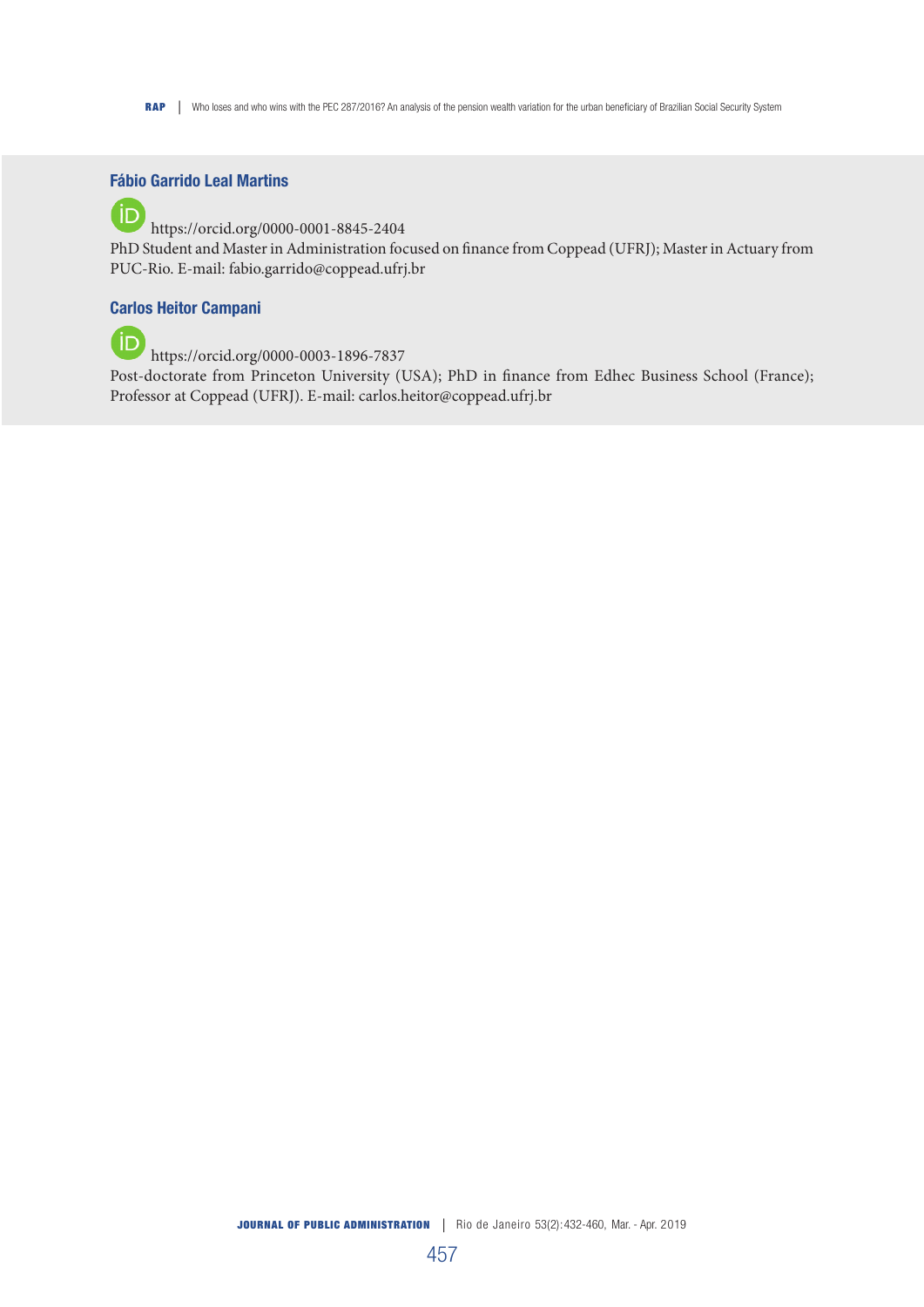**Fábio Garrido Leal Martins**

https://orcid.org/0000-0001-8845-2404

PhD Student and Master in Administration focused on finance from Coppead (UFRJ); Master in Actuary from PUC-Rio. E-mail: fabio.garrido@coppead.ufrj.br

**Carlos Heitor Campani**

https://orcid.org/0000-0003-1896-7837

Post-doctorate from Princeton University (USA); PhD in finance from Edhec Business School (France); Professor at Coppead (UFRJ). E-mail: carlos.heitor@coppead.ufrj.br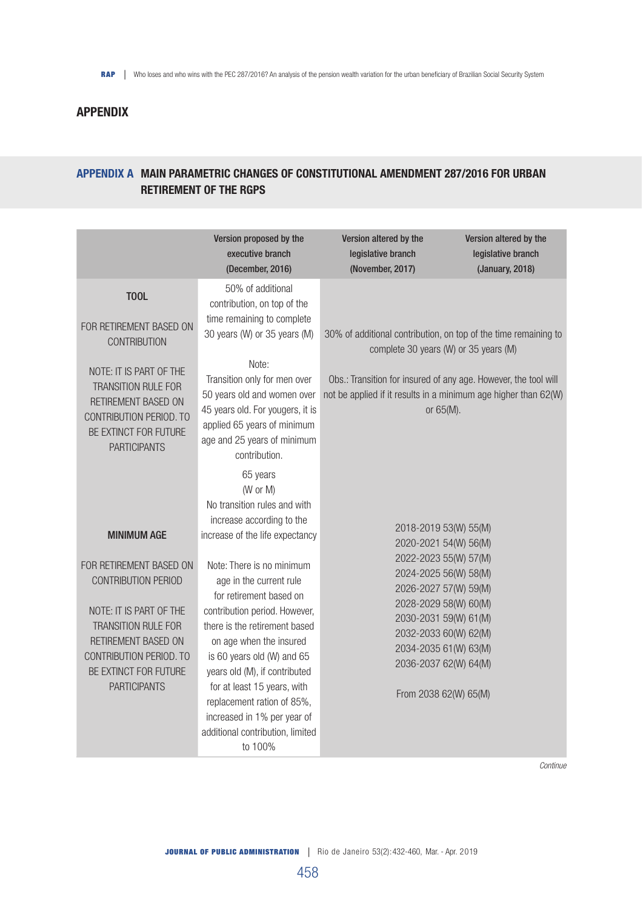## APPENDIX

### APPENDIX A MAIN PARAMETRIC CHANGES OF CONSTITUTIONAL AMENDMENT 287/2016 FOR URBAN RETIREMENT OF THE RGPS

| | Version proposed by the executive branch (December, 2016) | Version altered by the legislative branch (November, 2017) | Version altered by the legislative branch (January, 2018) |
|---|---|---|---|
| **TOOL**<br><br>FOR RETIREMENT BASED ON CONTRIBUTION<br><br>NOTE: IT IS PART OF THE TRANSITION RULE FOR RETIREMENT BASED ON CONTRIBUTION PERIOD. TO BE EXTINCT FOR FUTURE PARTICIPANTS | 50% of additional contribution, on top of the time remaining to complete 30 years (W) or 35 years (M)<br><br>Note:<br>Transition only for men over 50 years old and women over 45 years old. For yougers, it is applied 65 years of minimum age and 25 years of minimum contribution. | 30% of additional contribution, on top of the time remaining to complete 30 years (W) or 35 years (M)<br><br>Obs.: Transition for insured of any age. However, the tool will not be applied if it results in a minimum age higher than 62(W) or 65(M). | |
| **MINIMUM AGE**<br><br>FOR RETIREMENT BASED ON CONTRIBUTION PERIOD<br><br>NOTE: IT IS PART OF THE TRANSITION RULE FOR RETIREMENT BASED ON CONTRIBUTION PERIOD. TO BE EXTINCT FOR FUTURE PARTICIPANTS | 65 years<br>(W or M)<br>No transition rules and with increase according to the increase of the life expectancy<br><br>Note: There is no minimum age in the current rule for retirement based on contribution period. However, there is the retirement based on age when the insured is 60 years old (W) and 65 years old (M), if contributed for at least 15 years, with replacement ration of 85%, increased in 1% per year of additional contribution, limited to 100% | 2018-2019 53(W) 55(M)<br>2020-2021 54(W) 56(M)<br>2022-2023 55(W) 57(M)<br>2024-2025 56(W) 58(M)<br>2026-2027 57(W) 59(M)<br>2028-2029 58(W) 60(M)<br>2030-2031 59(W) 61(M)<br>2032-2033 60(W) 62(M)<br>2034-2035 61(W) 63(M)<br>2036-2037 62(W) 64(M)<br><br>From 2038 62(W) 65(M) | |

*Continue*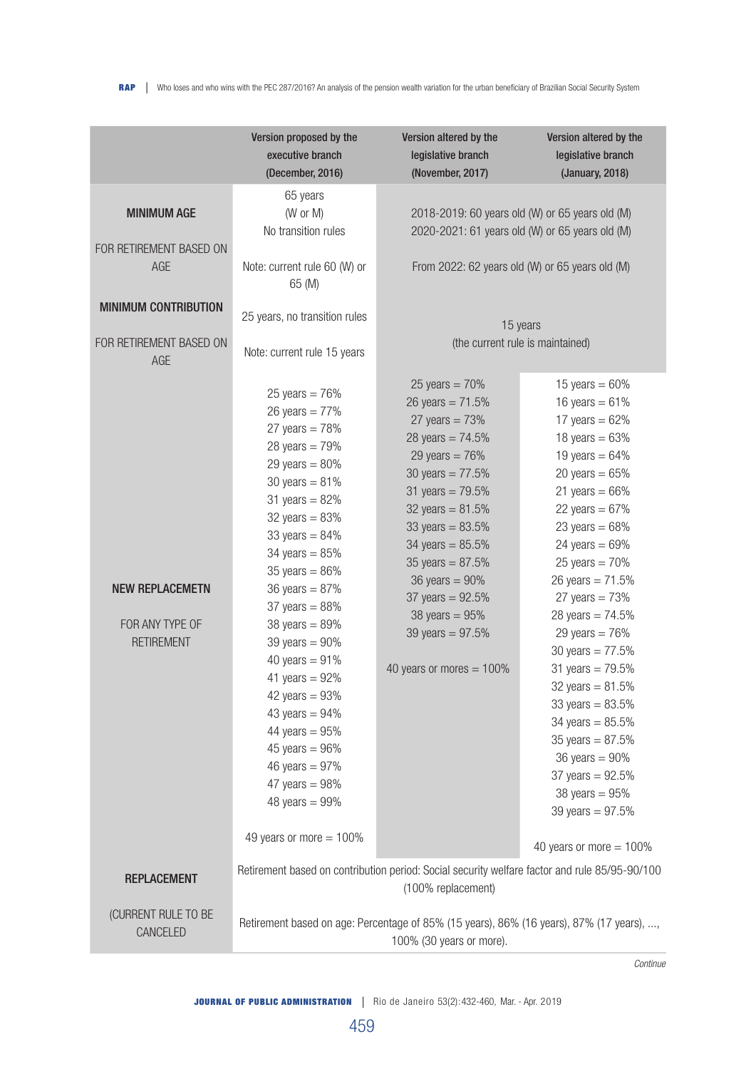| | Version proposed by the executive branch (December, 2016) | Version altered by the legislative branch (November, 2017) | Version altered by the legislative branch (January, 2018) |
|---|---|---|---|
| **MINIMUM AGE**<br><br>FOR RETIREMENT BASED ON AGE | 65 years<br>(W or M)<br>No transition rules<br><br>Note: current rule 60 (W) or 65 (M) | 2018-2019: 60 years old (W) or 65 years old (M)<br>2020-2021: 61 years old (W) or 65 years old (M)<br><br>From 2022: 62 years old (W) or 65 years old (M) | |
| **MINIMUM CONTRIBUTION**<br><br>FOR RETIREMENT BASED ON AGE | 25 years, no transition rules<br><br>Note: current rule 15 years | 15 years<br>(the current rule is maintained) | |
| **NEW REPLACEMETN**<br><br>FOR ANY TYPE OF RETIREMENT | 25 years = 76%<br>26 years = 77%<br>27 years = 78%<br>28 years = 79%<br>29 years = 80%<br>30 years = 81%<br>31 years = 82%<br>32 years = 83%<br>33 years = 84%<br>34 years = 85%<br>35 years = 86%<br>36 years = 87%<br>37 years = 88%<br>38 years = 89%<br>39 years = 90%<br>40 years = 91%<br>41 years = 92%<br>42 years = 93%<br>43 years = 94%<br>44 years = 95%<br>45 years = 96%<br>46 years = 97%<br>47 years = 98%<br>48 years = 99%<br><br>49 years or more = 100% | 25 years = 70%<br>26 years = 71.5%<br>27 years = 73%<br>28 years = 74.5%<br>29 years = 76%<br>30 years = 77.5%<br>31 years = 79.5%<br>32 years = 81.5%<br>33 years = 83.5%<br>34 years = 85.5%<br>35 years = 87.5%<br>36 years = 90%<br>37 years = 92.5%<br>38 years = 95%<br>39 years = 97.5%<br><br>40 years or mores = 100% | 15 years = 60%<br>16 years = 61%<br>17 years = 62%<br>18 years = 63%<br>19 years = 64%<br>20 years = 65%<br>21 years = 66%<br>22 years = 67%<br>23 years = 68%<br>24 years = 69%<br>25 years = 70%<br>26 years = 71.5%<br>27 years = 73%<br>28 years = 74.5%<br>29 years = 76%<br>30 years = 77.5%<br>31 years = 79.5%<br>32 years = 81.5%<br>33 years = 83.5%<br>34 years = 85.5%<br>35 years = 87.5%<br>36 years = 90%<br>37 years = 92.5%<br>38 years = 95%<br>39 years = 97.5%<br><br>40 years or more = 100% |
| **REPLACEMENT**<br><br>(CURRENT RULE TO BE CANCELED | Retirement based on contribution period: Social security welfare factor and rule 85/95-90/100 (100% replacement)<br><br>Retirement based on age: Percentage of 85% (15 years), 86% (16 years), 87% (17 years), ..., 100% (30 years or more). | | |

*Continue*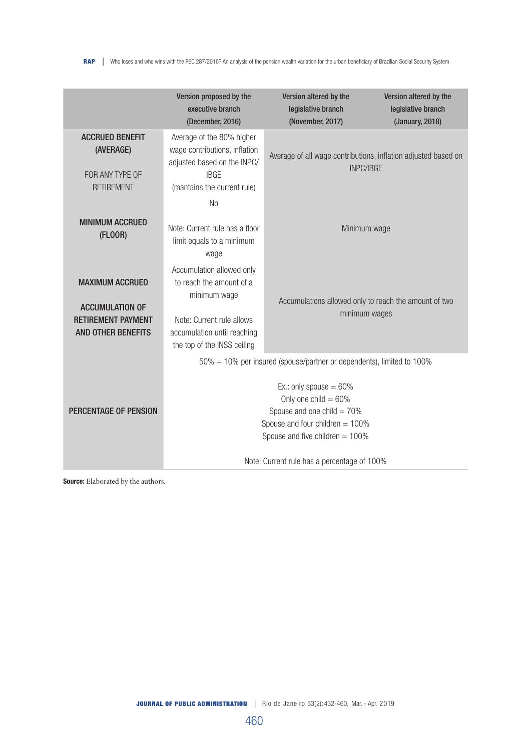| | Version proposed by the executive branch (December, 2016) | Version altered by the legislative branch (November, 2017) | Version altered by the legislative branch (January, 2018) |
|---|---|---|---|
| **ACCRUED BENEFIT (AVERAGE)** FOR ANY TYPE OF RETIREMENT | Average of the 80% higher wage contributions, inflation adjusted based on the INPC/IBGE (mantains the current rule) | Average of all wage contributions, inflation adjusted based on INPC/IBGE | |
| **MINIMUM ACCRUED (FLOOR)** | No<br>Note: Current rule has a floor limit equals to a minimum wage | Minimum wage | |
| **MAXIMUM ACCRUED**<br>**ACCUMULATION OF RETIREMENT PAYMENT AND OTHER BENEFITS** | Accumulation allowed only to reach the amount of a minimum wage<br>Note: Current rule allows accumulation until reaching the top of the INSS ceiling | Accumulations allowed only to reach the amount of two minimum wages | |
| **PERCENTAGE OF PENSION** | 50% + 10% per insured (spouse/partner or dependents), limited to 100%<br>Ex.: only spouse = 60%<br>Only one child = 60%<br>Spouse and one child = 70%<br>Spouse and four children = 100%<br>Spouse and five children = 100%<br>Note: Current rule has a percentage of 100% | | |

**Source:** Elaborated by the authors.